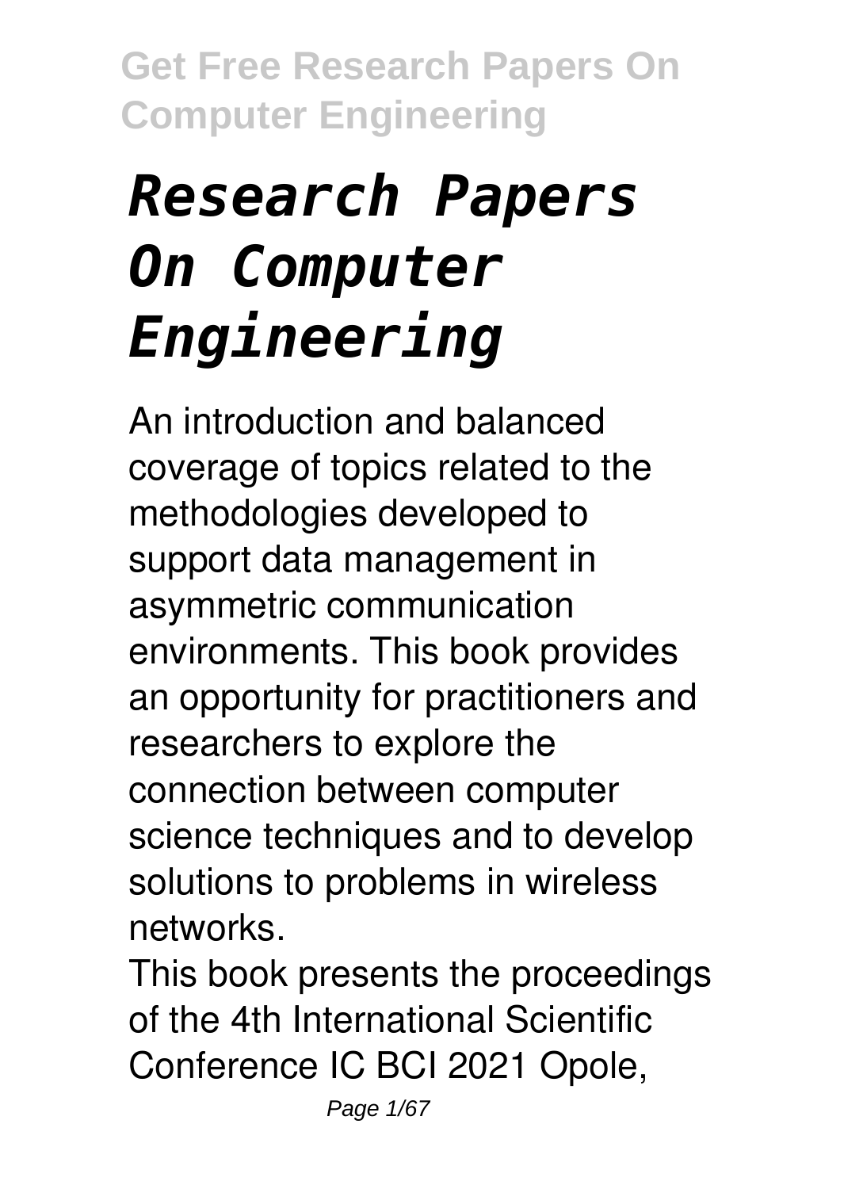# *Research Papers On Computer Engineering*

An introduction and balanced coverage of topics related to the methodologies developed to support data management in asymmetric communication environments. This book provides an opportunity for practitioners and researchers to explore the connection between computer science techniques and to develop solutions to problems in wireless networks.

This book presents the proceedings of the 4th International Scientific Conference IC BCI 2021 Opole,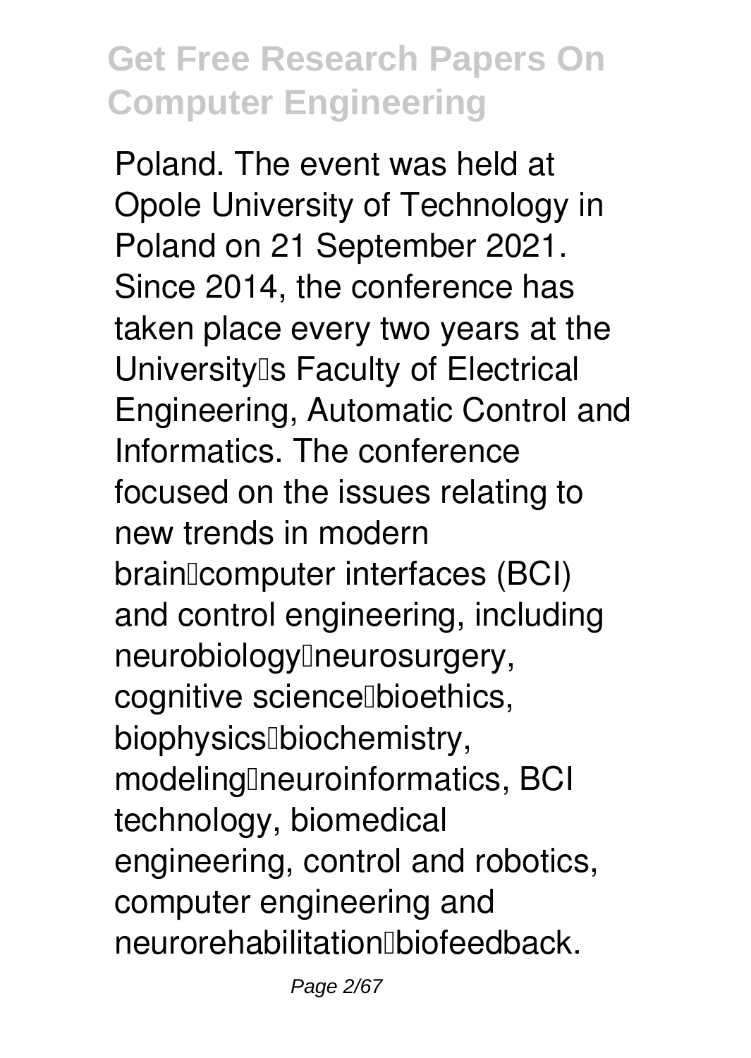Poland. The event was held at Opole University of Technology in Poland on 21 September 2021. Since 2014, the conference has taken place every two years at the University's Faculty of Electrical Engineering, Automatic Control and Informatics. The conference focused on the issues relating to new trends in modern brain–computer interfaces (BCI) and control engineering, including neurobiology–neurosurgery, cognitive science–bioethics, biophysics–biochemistry, modeling–neuroinformatics, BCI technology, biomedical engineering, control and robotics, computer engineering and neurorehabilitation–biofeedback.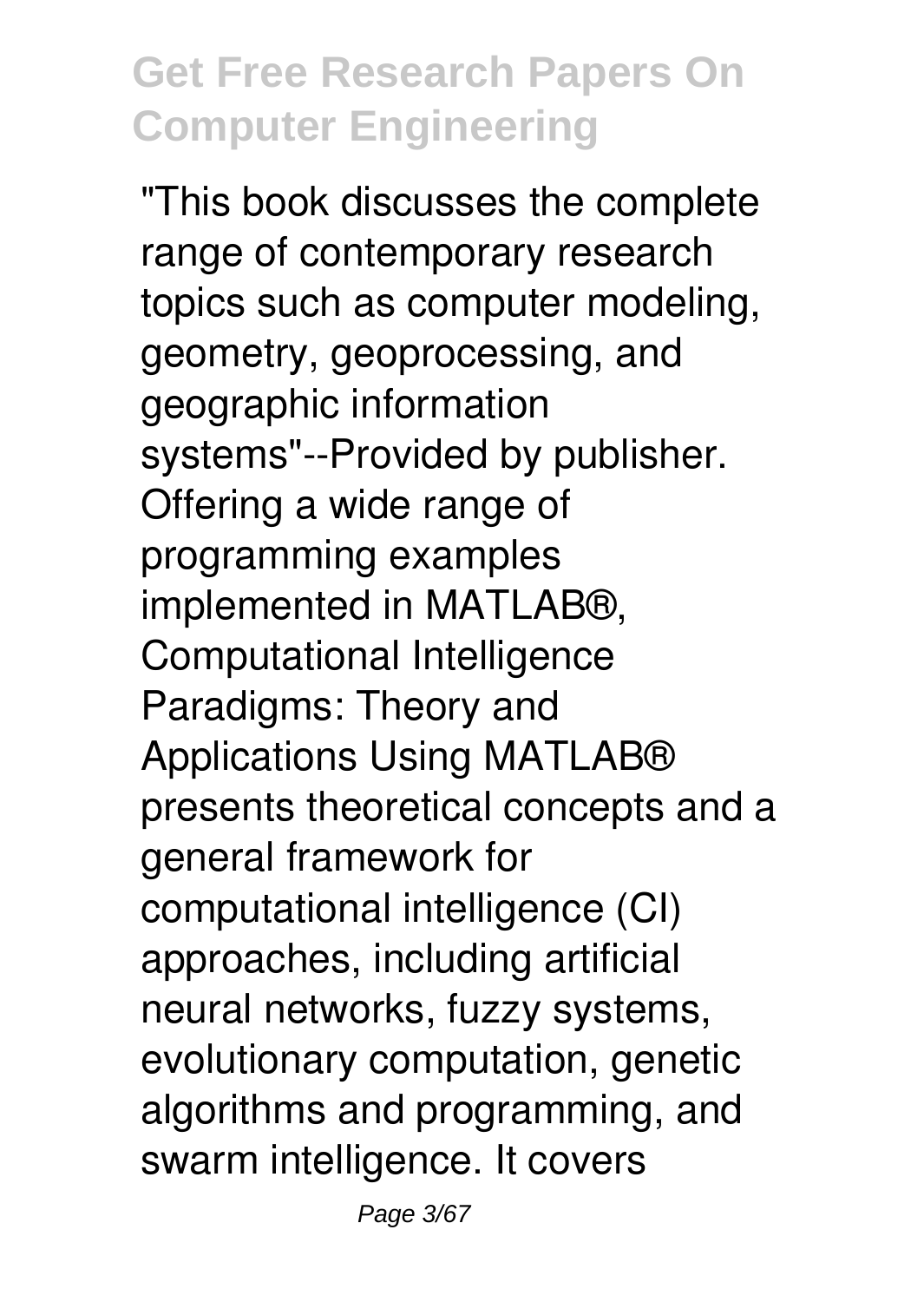"This book discusses the complete range of contemporary research topics such as computer modeling, geometry, geoprocessing, and geographic information systems"--Provided by publisher.

Offering a wide range of programming examples implemented in MATLAB®, Computational Intelligence Paradigms: Theory and Applications Using MATLAB® presents theoretical concepts and a general framework for computational intelligence (CI) approaches, including artificial neural networks, fuzzy systems, evolutionary computation, genetic algorithms and programming, and swarm intelligence. It covers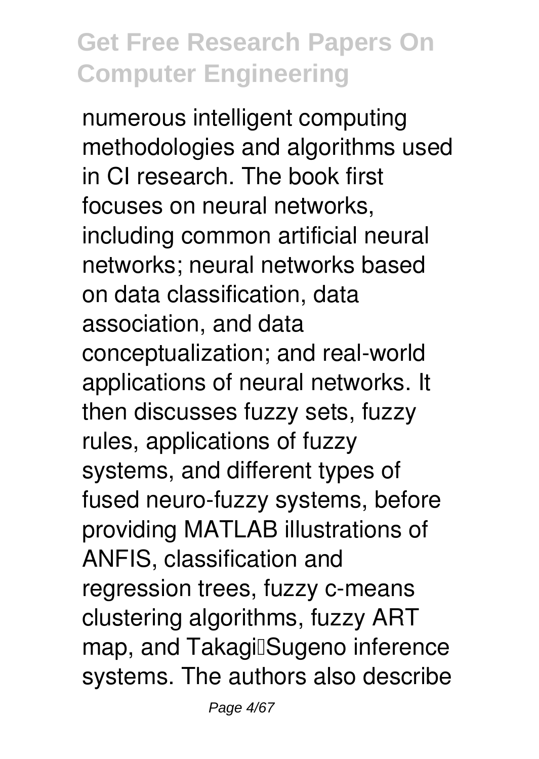numerous intelligent computing methodologies and algorithms used in CI research. The book first focuses on neural networks, including common artificial neural networks; neural networks based on data classification, data association, and data conceptualization; and real-world applications of neural networks. It then discusses fuzzy sets, fuzzy rules, applications of fuzzy systems, and different types of fused neuro-fuzzy systems, before providing MATLAB illustrations of ANFIS, classification and regression trees, fuzzy c-means clustering algorithms, fuzzy ART map, and Takagi–Sugeno inference systems. The authors also describe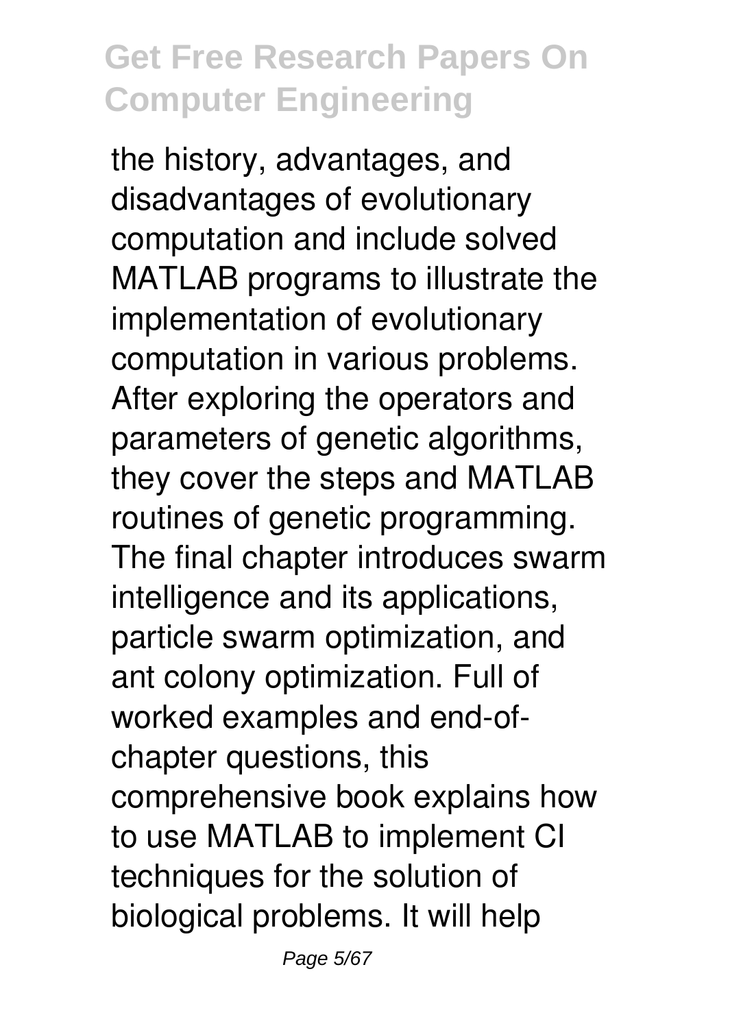the history, advantages, and disadvantages of evolutionary computation and include solved MATLAB programs to illustrate the implementation of evolutionary computation in various problems. After exploring the operators and parameters of genetic algorithms, they cover the steps and MATLAB routines of genetic programming. The final chapter introduces swarm intelligence and its applications, particle swarm optimization, and ant colony optimization. Full of worked examples and end-of-chapter questions, this comprehensive book explains how to use MATLAB to implement CI techniques for the solution of biological problems. It will help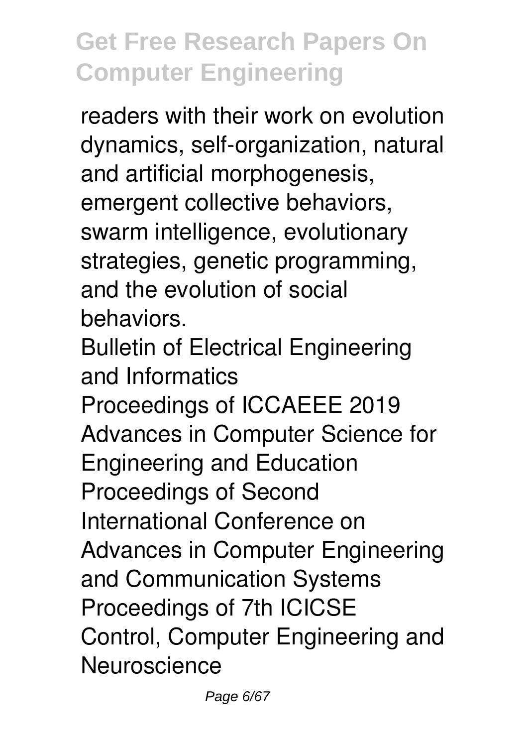readers with their work on evolution dynamics, self-organization, natural and artificial morphogenesis, emergent collective behaviors, swarm intelligence, evolutionary strategies, genetic programming, and the evolution of social behaviors.

Bulletin of Electrical Engineering and Informatics

Proceedings of ICCAEEE 2019

Advances in Computer Science for Engineering and Education

Proceedings of Second International Conference on Advances in Computer Engineering and Communication Systems

Proceedings of 7th ICICSE

Control, Computer Engineering and Neuroscience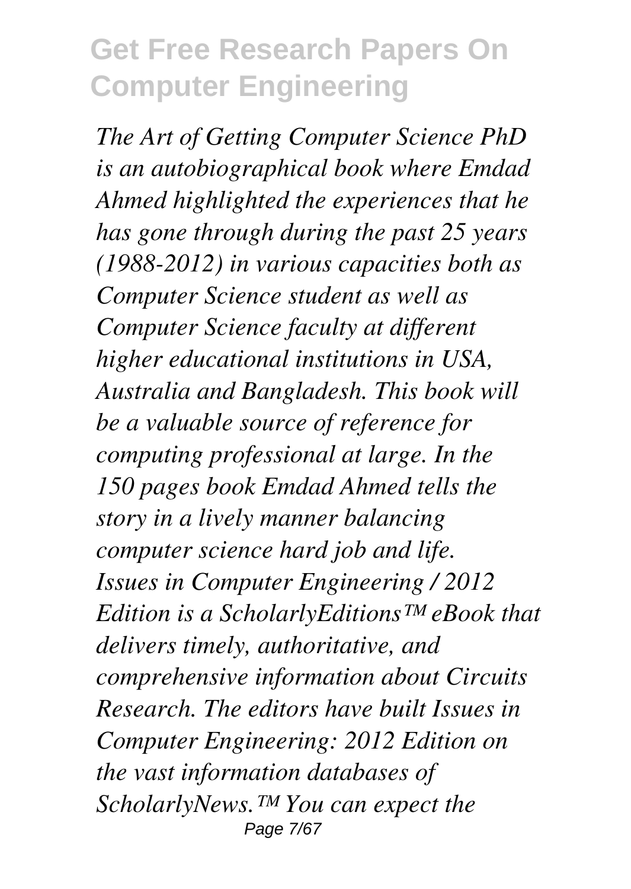*The Art of Getting Computer Science PhD is an autobiographical book where Emdad Ahmed highlighted the experiences that he has gone through during the past 25 years (1988-2012) in various capacities both as Computer Science student as well as Computer Science faculty at different higher educational institutions in USA, Australia and Bangladesh. This book will be a valuable source of reference for computing professional at large. In the 150 pages book Emdad Ahmed tells the story in a lively manner balancing computer science hard job and life. Issues in Computer Engineering / 2012 Edition is a ScholarlyEditions™ eBook that delivers timely, authoritative, and comprehensive information about Circuits Research. The editors have built Issues in Computer Engineering: 2012 Edition on the vast information databases of ScholarlyNews.™ You can expect the*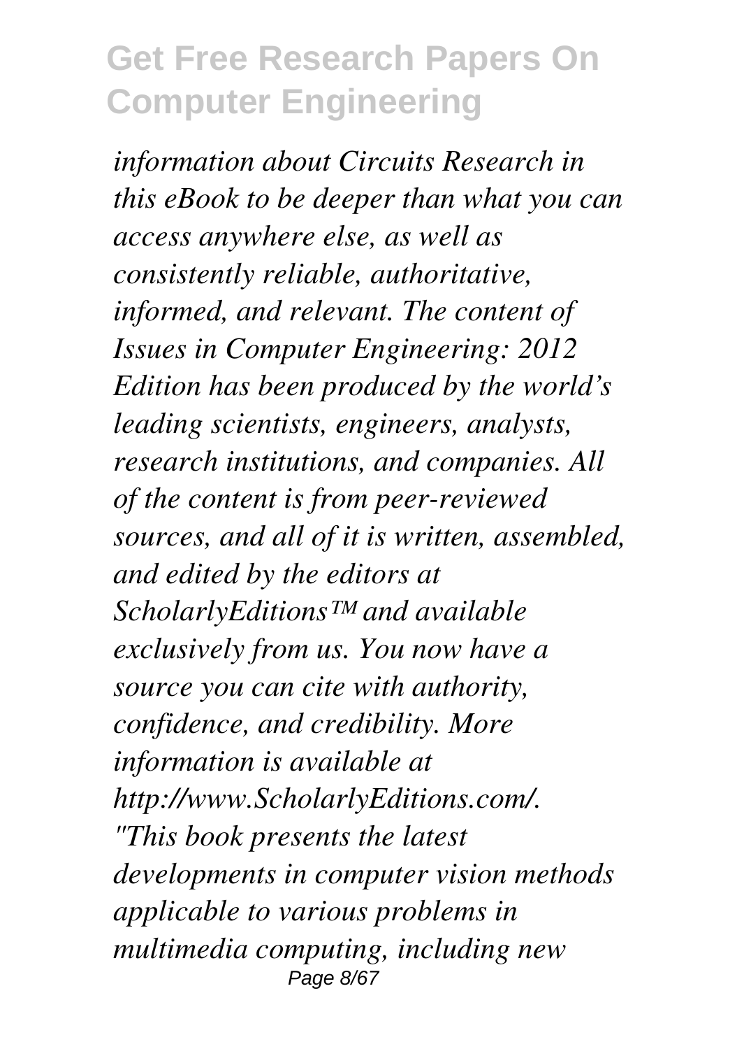*information about Circuits Research in this eBook to be deeper than what you can access anywhere else, as well as consistently reliable, authoritative, informed, and relevant. The content of Issues in Computer Engineering: 2012 Edition has been produced by the world's leading scientists, engineers, analysts, research institutions, and companies. All of the content is from peer-reviewed sources, and all of it is written, assembled, and edited by the editors at ScholarlyEditions™ and available exclusively from us. You now have a source you can cite with authority, confidence, and credibility. More information is available at http://www.ScholarlyEditions.com/.*

*"This book presents the latest developments in computer vision methods applicable to various problems in multimedia computing, including new*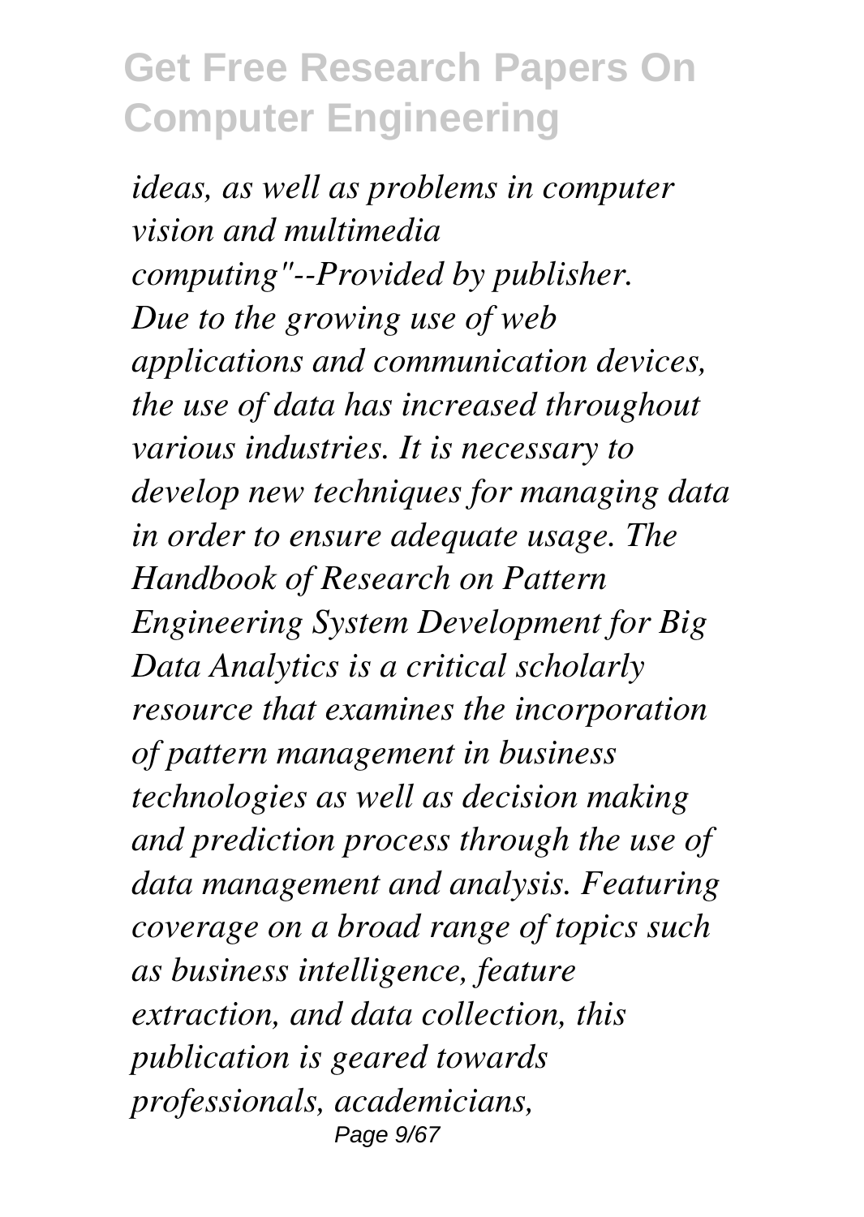*ideas, as well as problems in computer vision and multimedia computing"--Provided by publisher.*
*Due to the growing use of web applications and communication devices, the use of data has increased throughout various industries. It is necessary to develop new techniques for managing data in order to ensure adequate usage. The Handbook of Research on Pattern Engineering System Development for Big Data Analytics is a critical scholarly resource that examines the incorporation of pattern management in business technologies as well as decision making and prediction process through the use of data management and analysis. Featuring coverage on a broad range of topics such as business intelligence, feature extraction, and data collection, this publication is geared towards professionals, academicians,*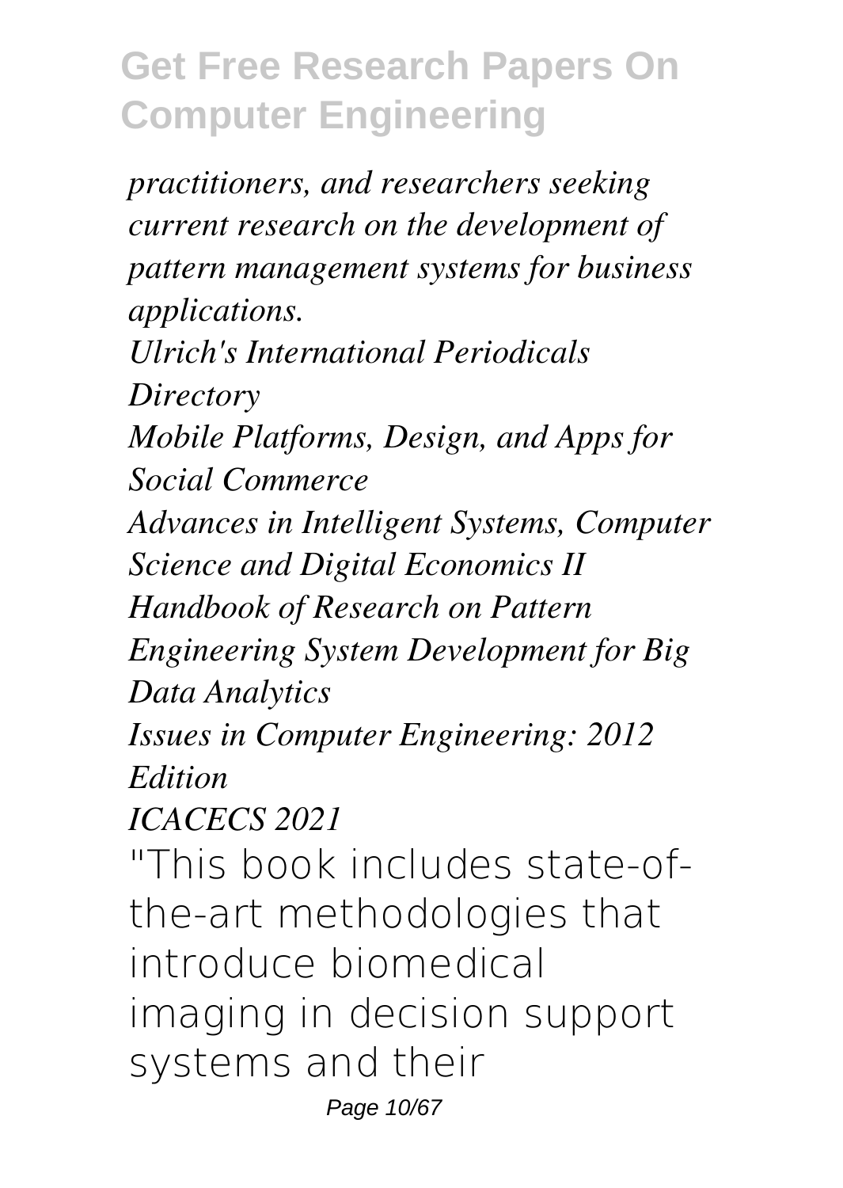*practitioners, and researchers seeking current research on the development of pattern management systems for business applications.*

*Ulrich's International Periodicals Directory*

*Mobile Platforms, Design, and Apps for Social Commerce*

*Advances in Intelligent Systems, Computer Science and Digital Economics II*

*Handbook of Research on Pattern Engineering System Development for Big Data Analytics*

*Issues in Computer Engineering: 2012 Edition*

*ICACECS 2021*

"This book includes state-of-the-art methodologies that introduce biomedical imaging in decision support systems and their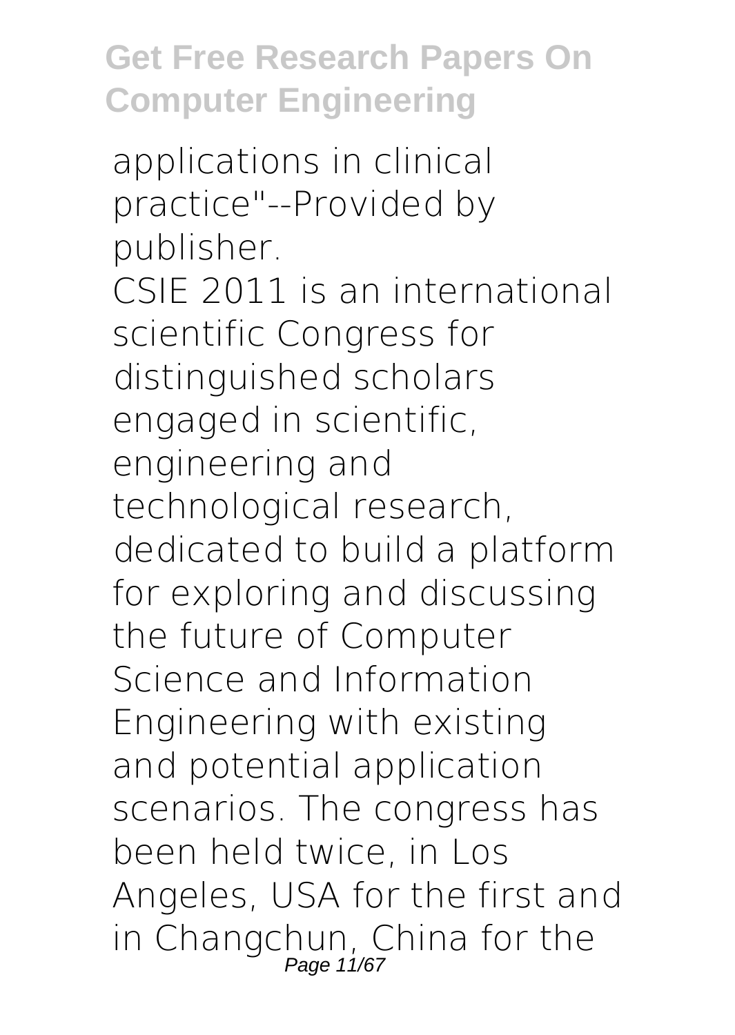applications in clinical practice"--Provided by publisher.

CSIE 2011 is an international scientific Congress for distinguished scholars engaged in scientific, engineering and technological research, dedicated to build a platform for exploring and discussing the future of Computer Science and Information Engineering with existing and potential application scenarios. The congress has been held twice, in Los Angeles, USA for the first and in Changchun, China for the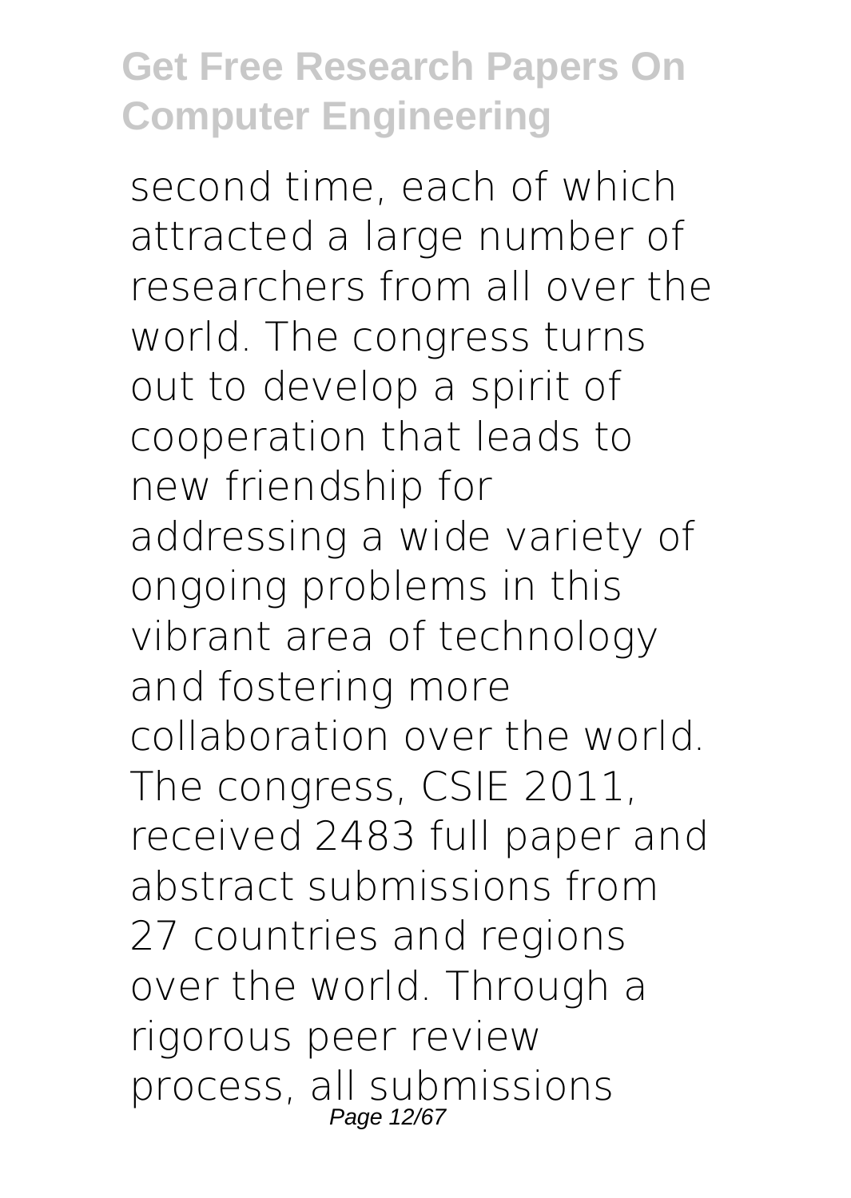second time, each of which attracted a large number of researchers from all over the world. The congress turns out to develop a spirit of cooperation that leads to new friendship for addressing a wide variety of ongoing problems in this vibrant area of technology and fostering more collaboration over the world. The congress, CSIE 2011, received 2483 full paper and abstract submissions from 27 countries and regions over the world. Through a rigorous peer review process, all submissions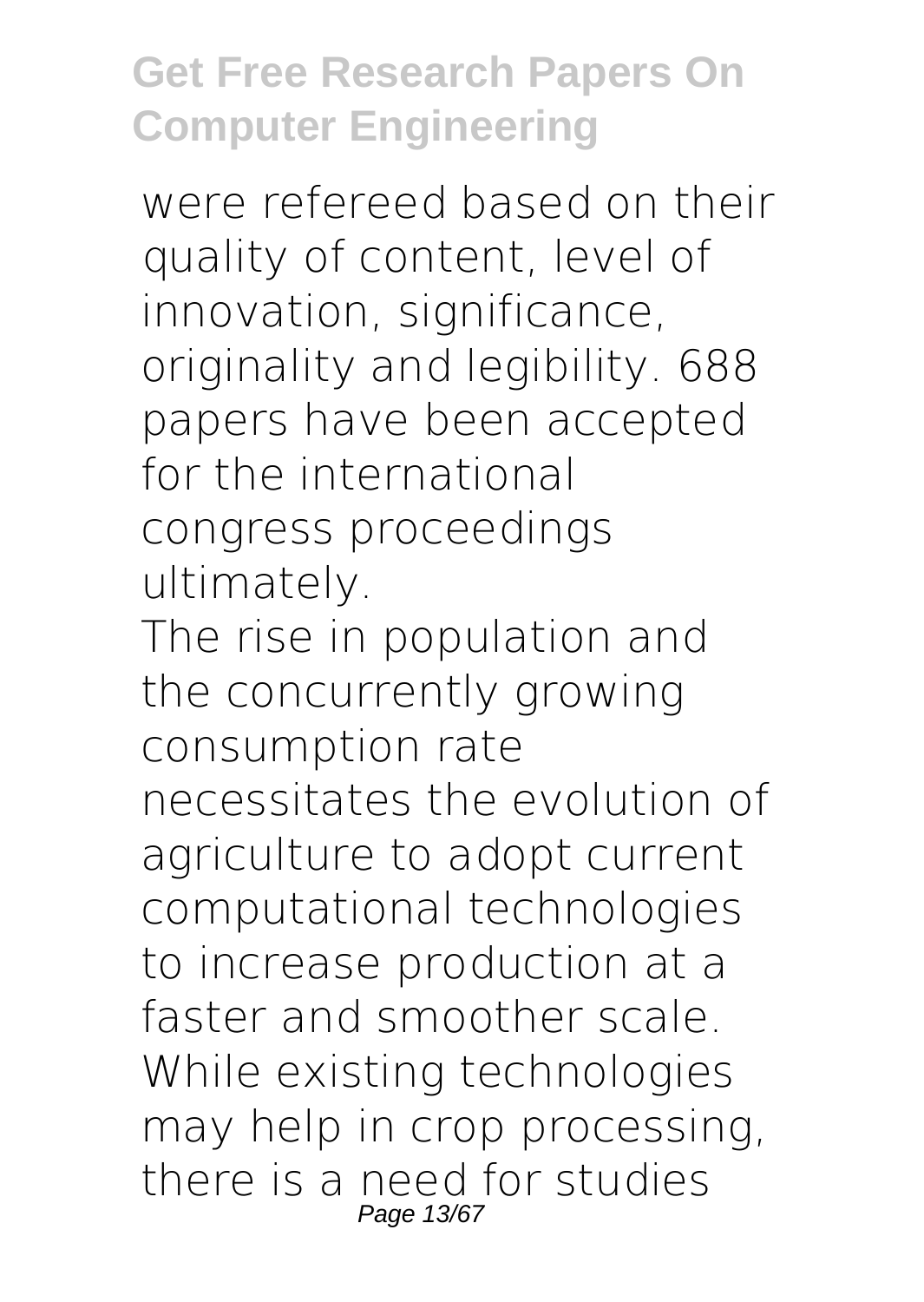were refereed based on their quality of content, level of innovation, significance, originality and legibility. 688 papers have been accepted for the international congress proceedings ultimately.

The rise in population and the concurrently growing consumption rate necessitates the evolution of agriculture to adopt current computational technologies to increase production at a faster and smoother scale. While existing technologies may help in crop processing, there is a need for studies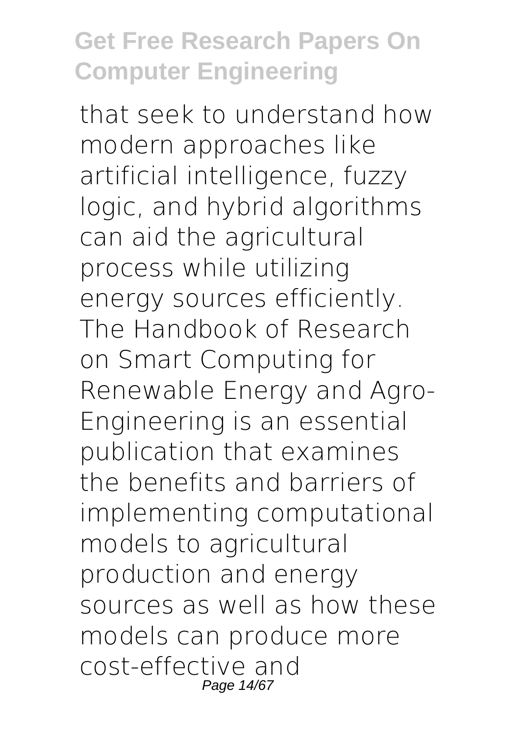that seek to understand how modern approaches like artificial intelligence, fuzzy logic, and hybrid algorithms can aid the agricultural process while utilizing energy sources efficiently. The Handbook of Research on Smart Computing for Renewable Energy and Agro-Engineering is an essential publication that examines the benefits and barriers of implementing computational models to agricultural production and energy sources as well as how these models can produce more cost-effective and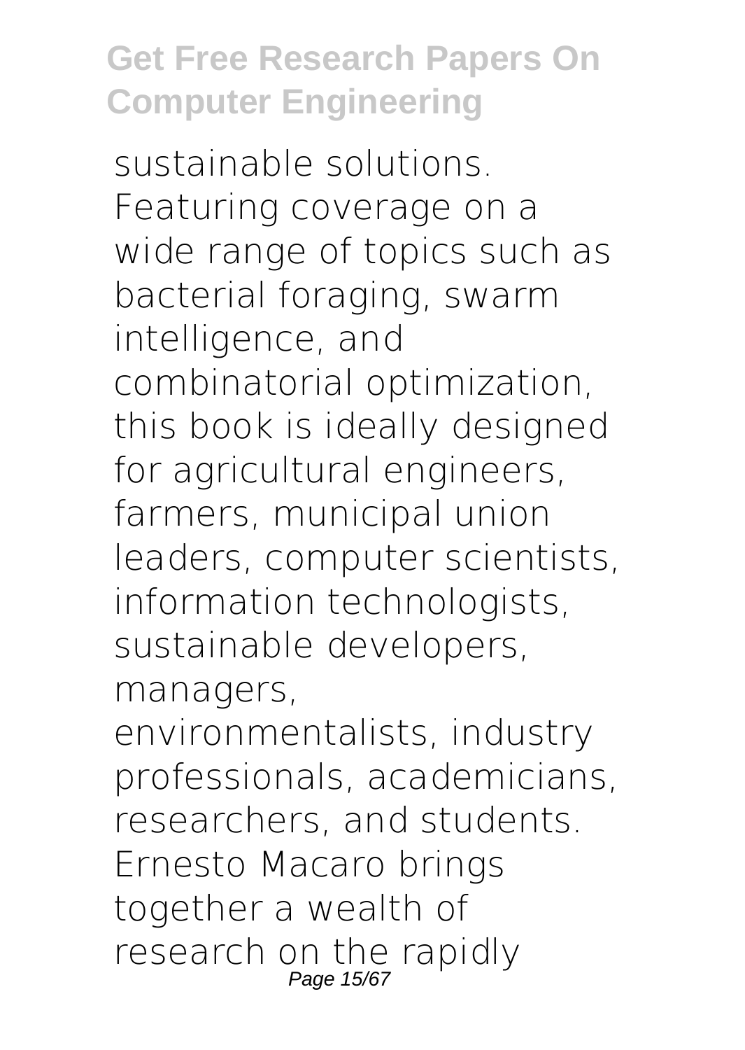sustainable solutions. Featuring coverage on a wide range of topics such as bacterial foraging, swarm intelligence, and combinatorial optimization, this book is ideally designed for agricultural engineers, farmers, municipal union leaders, computer scientists, information technologists, sustainable developers, managers, environmentalists, industry professionals, academicians, researchers, and students. Ernesto Macaro brings together a wealth of research on the rapidly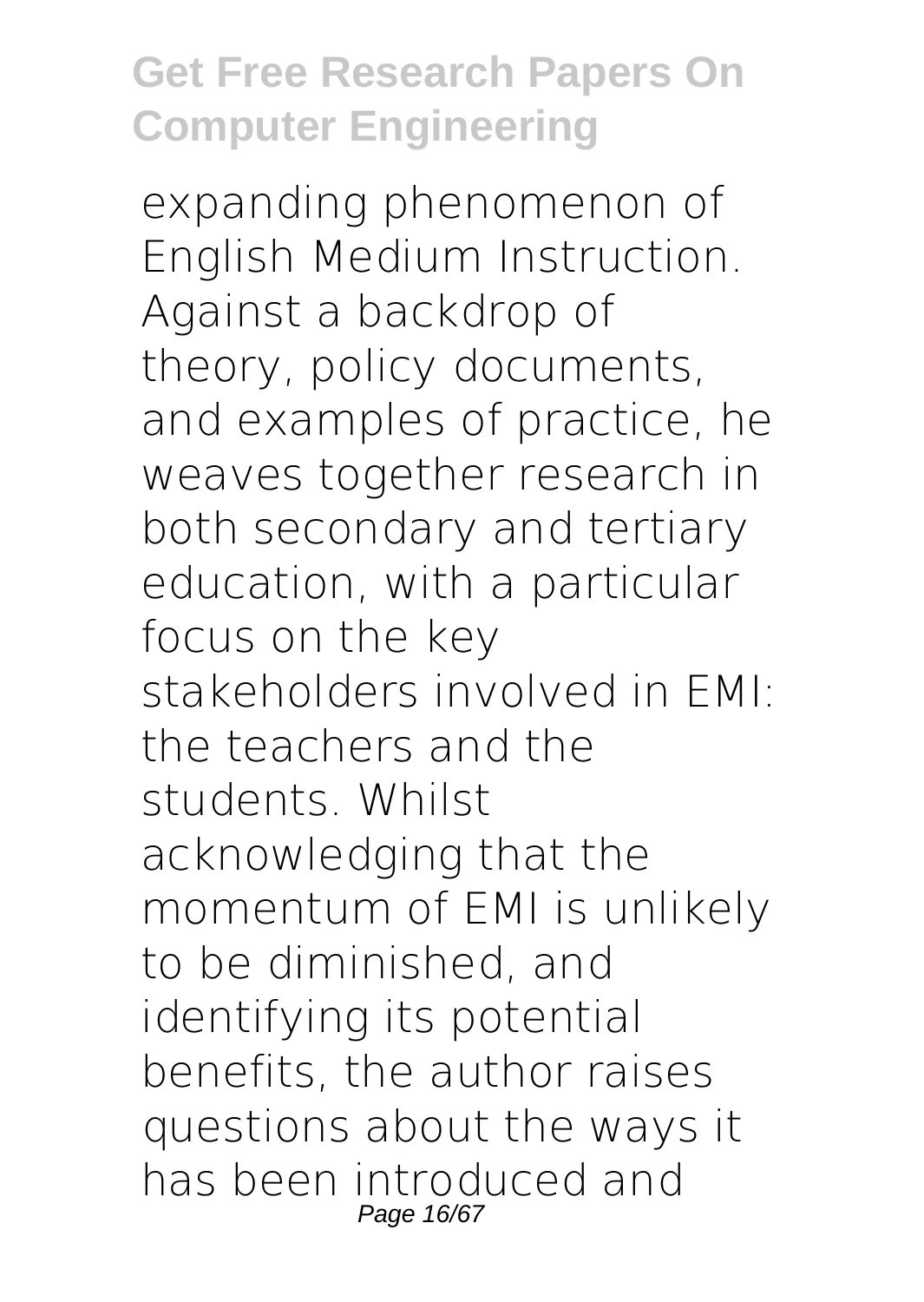expanding phenomenon of English Medium Instruction. Against a backdrop of theory, policy documents, and examples of practice, he weaves together research in both secondary and tertiary education, with a particular focus on the key stakeholders involved in EMI: the teachers and the students. Whilst acknowledging that the momentum of EMI is unlikely to be diminished, and identifying its potential benefits, the author raises questions about the ways it has been introduced and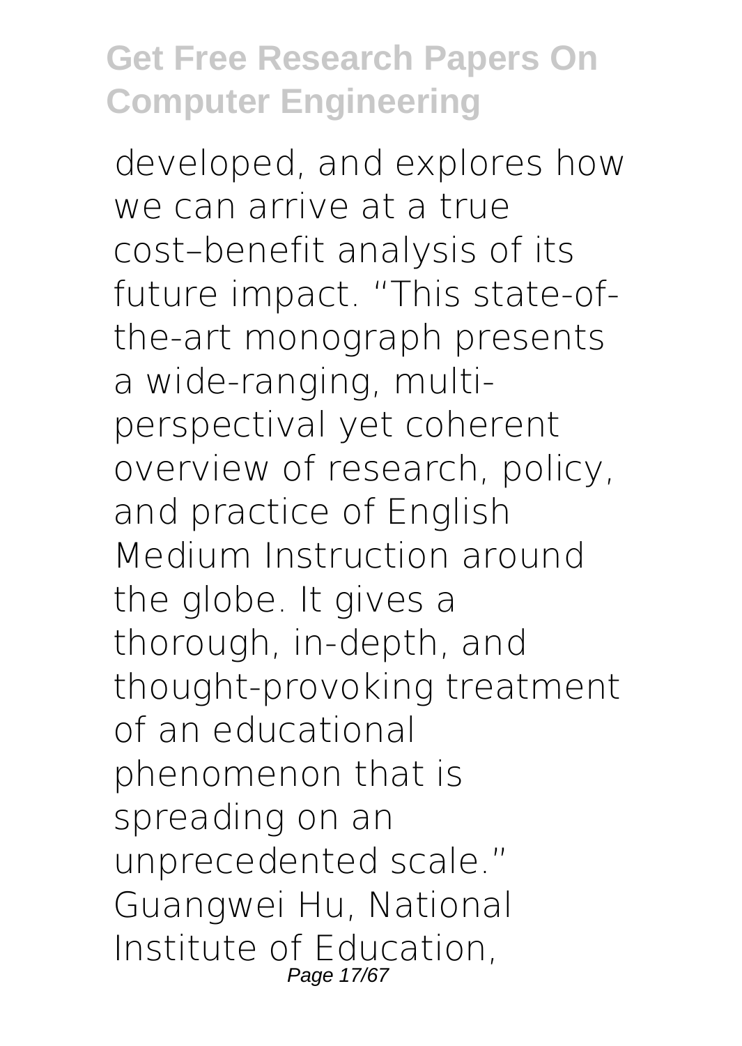developed, and explores how we can arrive at a true cost–benefit analysis of its future impact. "This state-of-the-art monograph presents a wide-ranging, multi-perspectival yet coherent overview of research, policy, and practice of English Medium Instruction around the globe. It gives a thorough, in-depth, and thought-provoking treatment of an educational phenomenon that is spreading on an unprecedented scale." Guangwei Hu, National Institute of Education,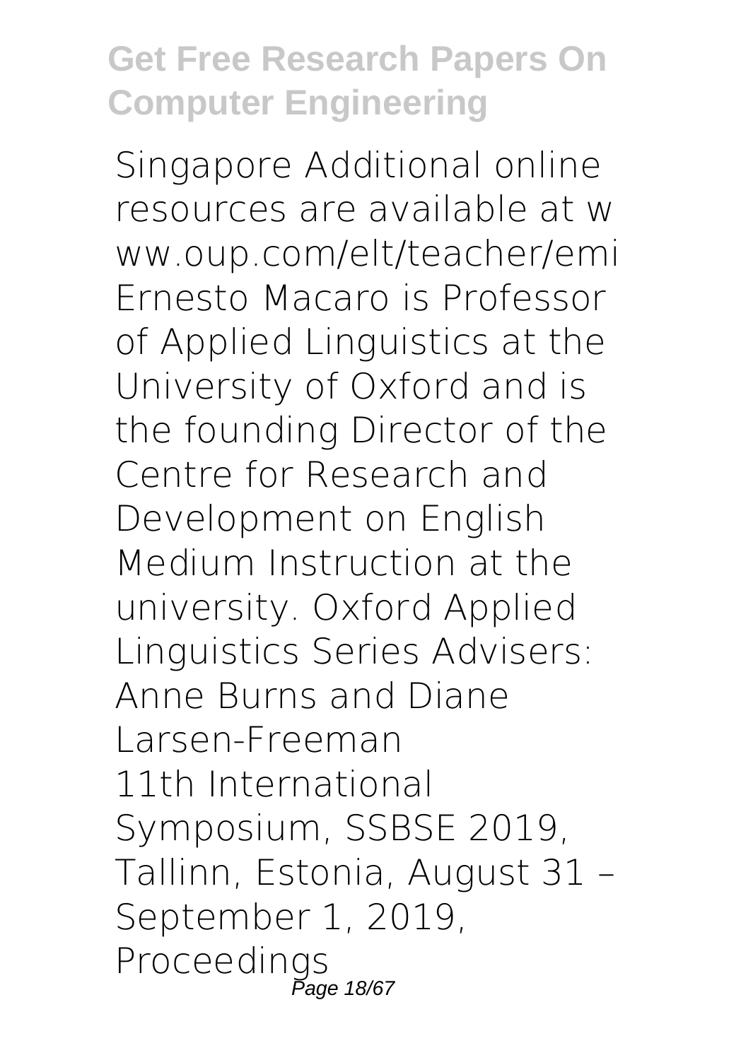Singapore Additional online resources are available at www.oup.com/elt/teacher/emi Ernesto Macaro is Professor of Applied Linguistics at the University of Oxford and is the founding Director of the Centre for Research and Development on English Medium Instruction at the university. Oxford Applied Linguistics Series Advisers: Anne Burns and Diane Larsen-Freeman

11th International Symposium, SSBSE 2019, Tallinn, Estonia, August 31 – September 1, 2019, Proceedings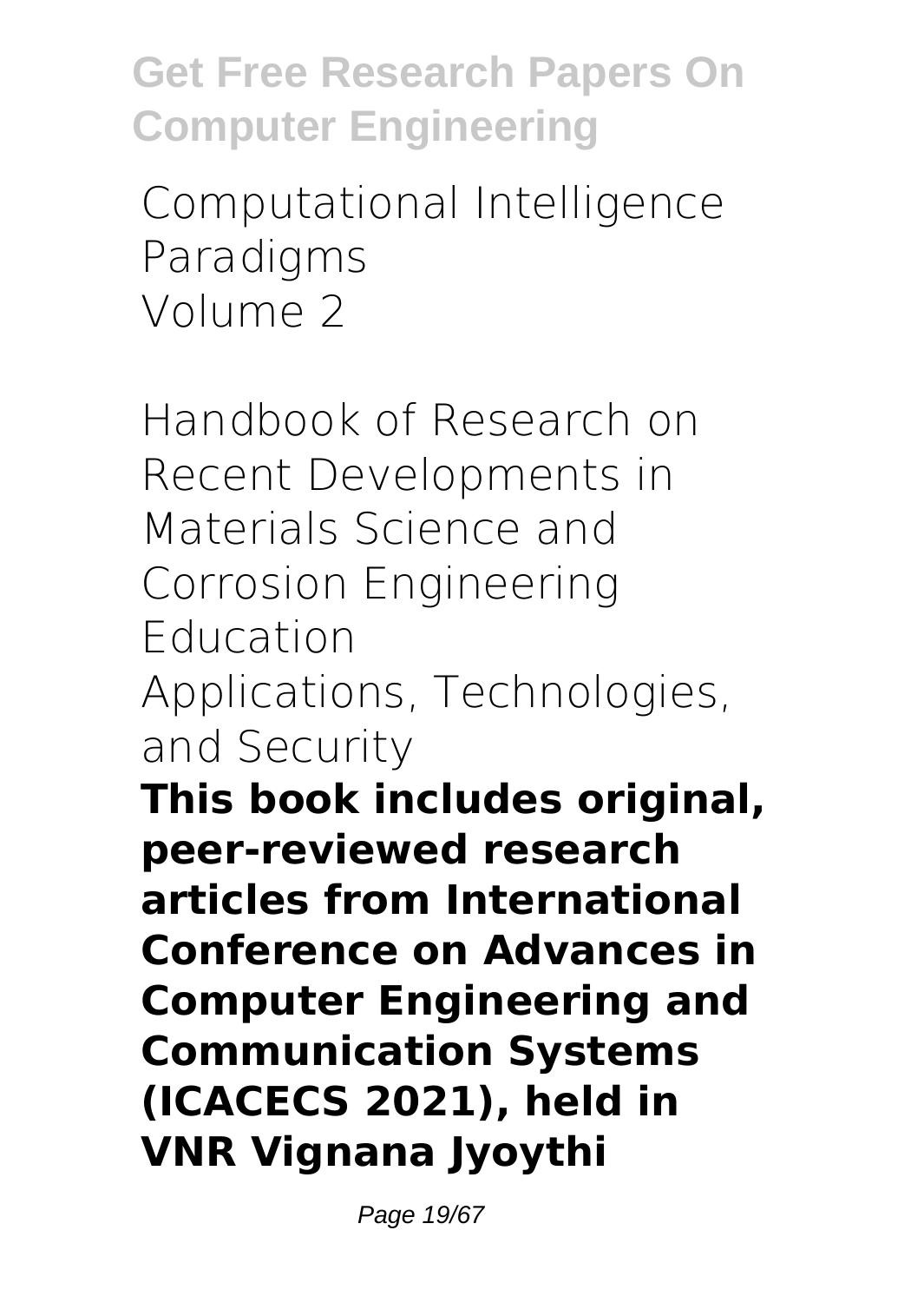Computational Intelligence Paradigms
Volume 2

Handbook of Research on Recent Developments in Materials Science and Corrosion Engineering Education
Applications, Technologies, and Security

**This book includes original, peer-reviewed research articles from International Conference on Advances in Computer Engineering and Communication Systems (ICACECS 2021), held in VNR Vignana Jyoythi**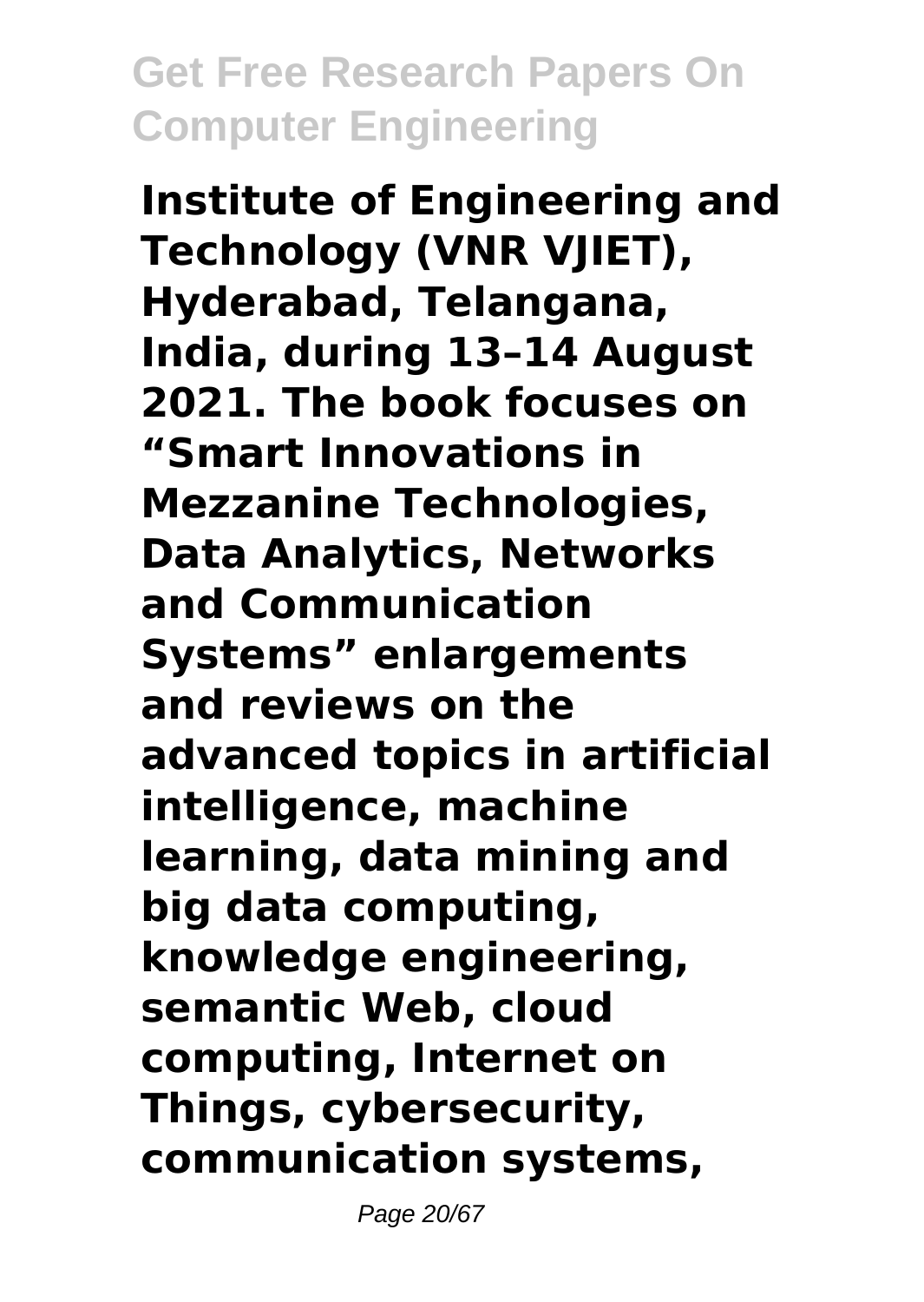**Institute of Engineering and Technology (VNR VJIET), Hyderabad, Telangana, India, during 13–14 August 2021. The book focuses on "Smart Innovations in Mezzanine Technologies, Data Analytics, Networks and Communication Systems" enlargements and reviews on the advanced topics in artificial intelligence, machine learning, data mining and big data computing, knowledge engineering, semantic Web, cloud computing, Internet on Things, cybersecurity, communication systems,**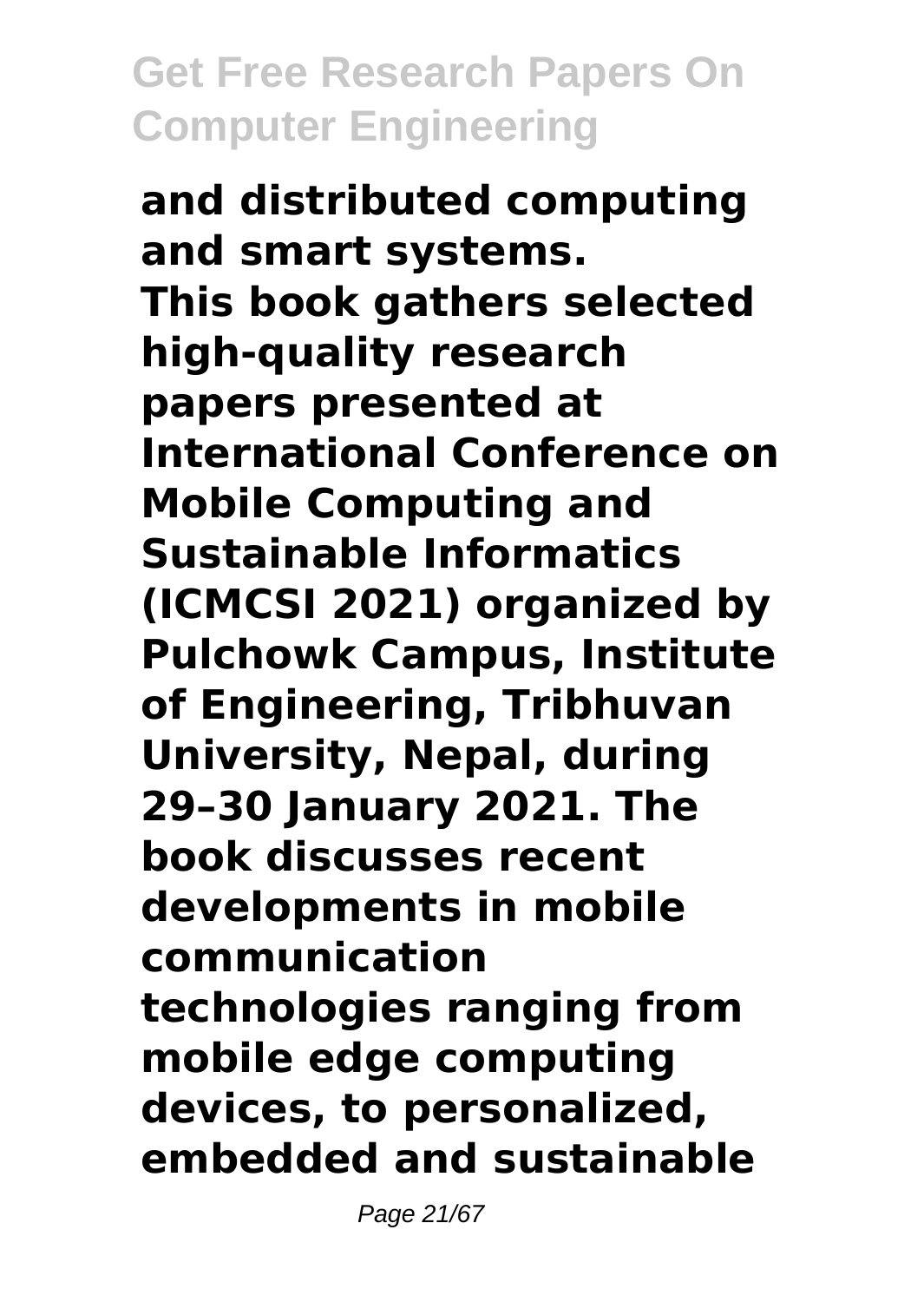**and distributed computing and smart systems.**
**This book gathers selected high-quality research papers presented at International Conference on Mobile Computing and Sustainable Informatics (ICMCSI 2021) organized by Pulchowk Campus, Institute of Engineering, Tribhuvan University, Nepal, during 29–30 January 2021. The book discusses recent developments in mobile communication technologies ranging from mobile edge computing devices, to personalized, embedded and sustainable**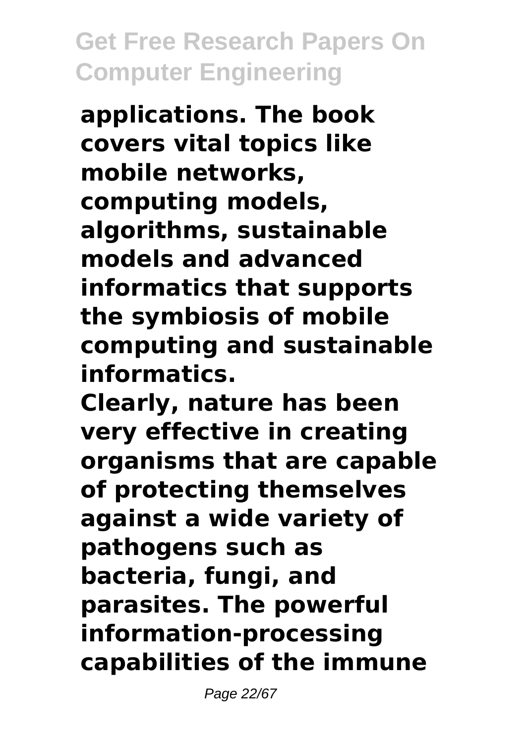**applications. The book covers vital topics like mobile networks, computing models, algorithms, sustainable models and advanced informatics that supports the symbiosis of mobile computing and sustainable informatics.**

**Clearly, nature has been very effective in creating organisms that are capable of protecting themselves against a wide variety of pathogens such as bacteria, fungi, and parasites. The powerful information-processing capabilities of the immune**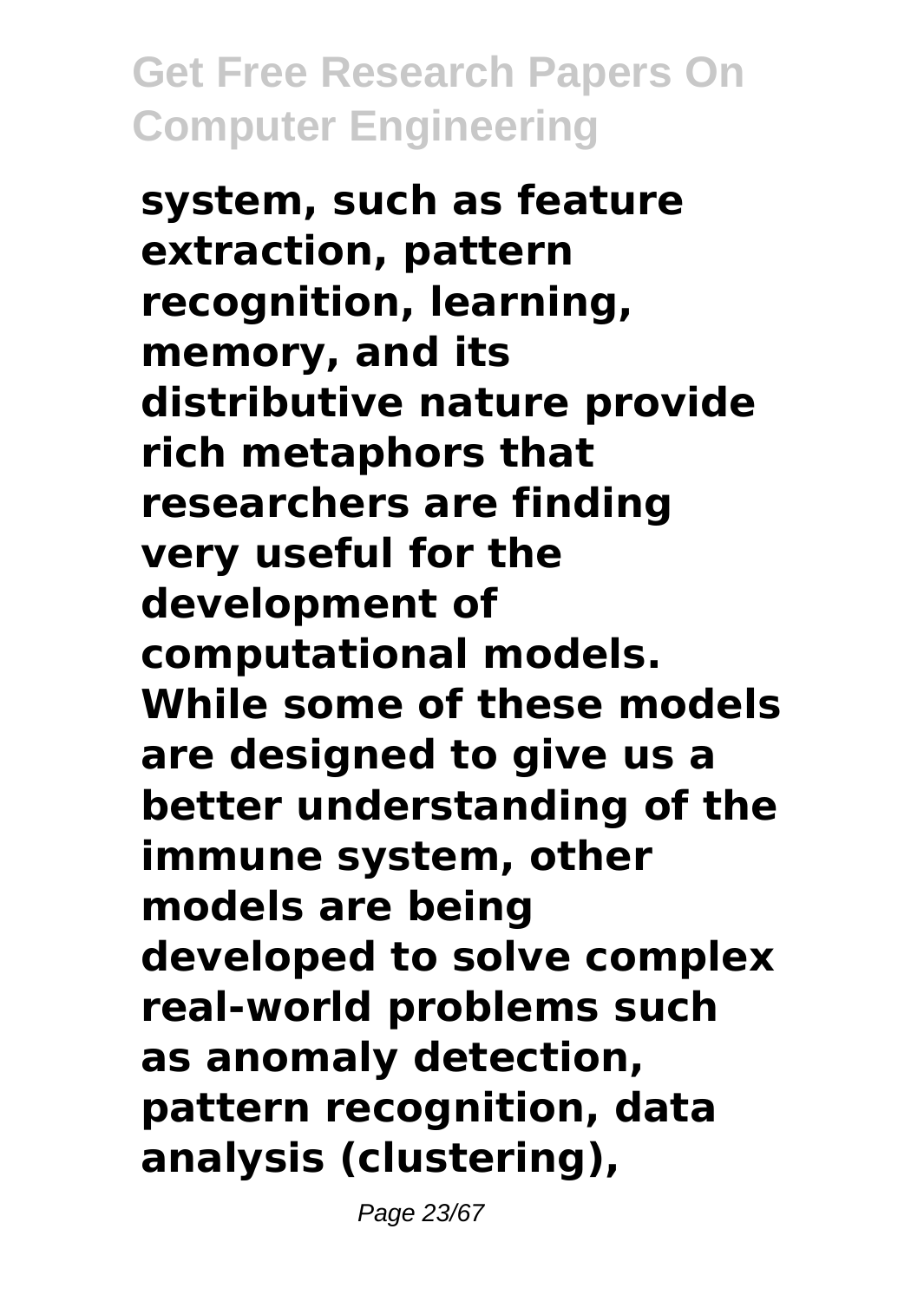**system, such as feature extraction, pattern recognition, learning, memory, and its distributive nature provide rich metaphors that researchers are finding very useful for the development of computational models. While some of these models are designed to give us a better understanding of the immune system, other models are being developed to solve complex real-world problems such as anomaly detection, pattern recognition, data analysis (clustering),**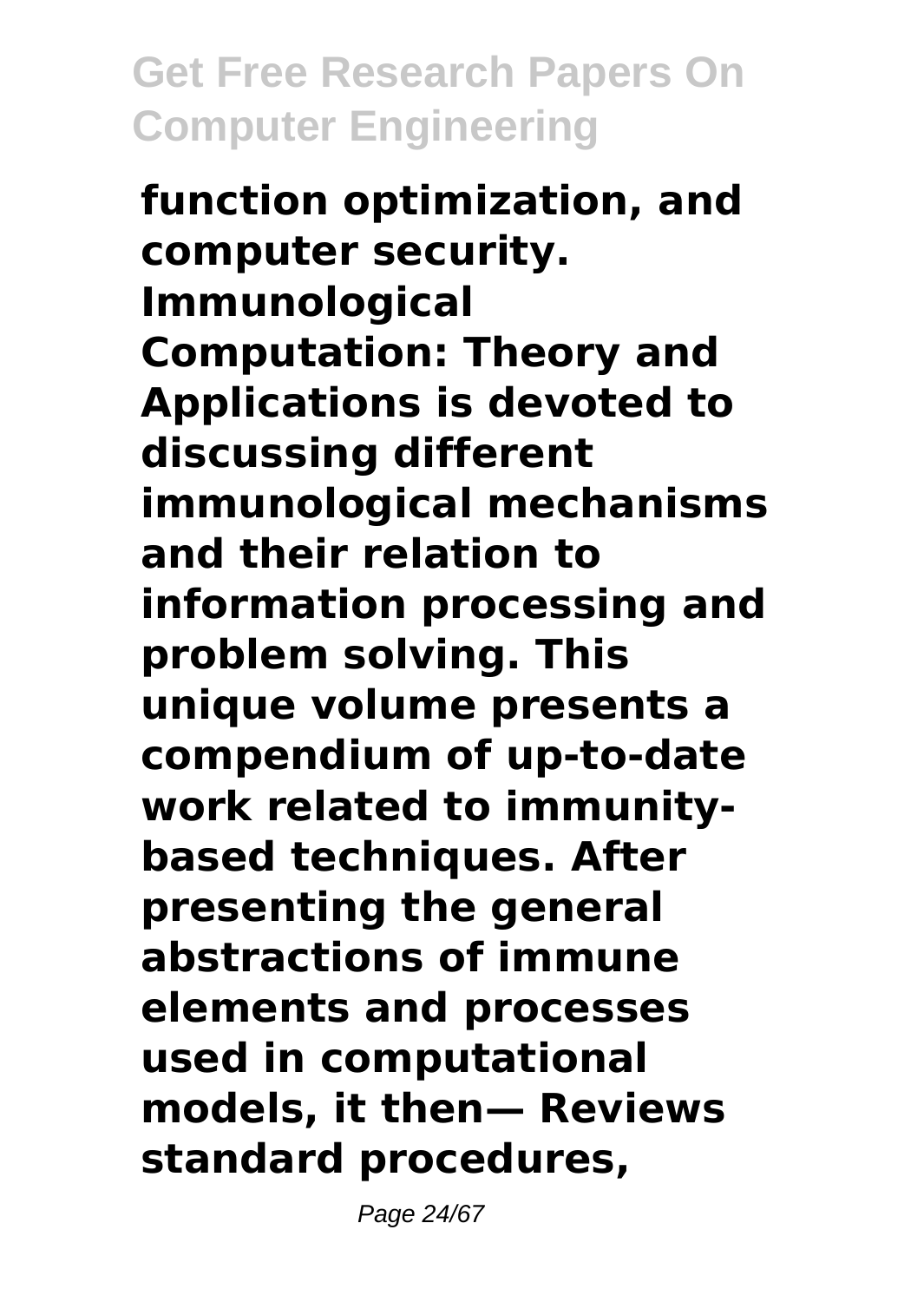**function optimization, and computer security. Immunological Computation: Theory and Applications is devoted to discussing different immunological mechanisms and their relation to information processing and problem solving. This unique volume presents a compendium of up-to-date work related to immunity-based techniques. After presenting the general abstractions of immune elements and processes used in computational models, it then— Reviews standard procedures,**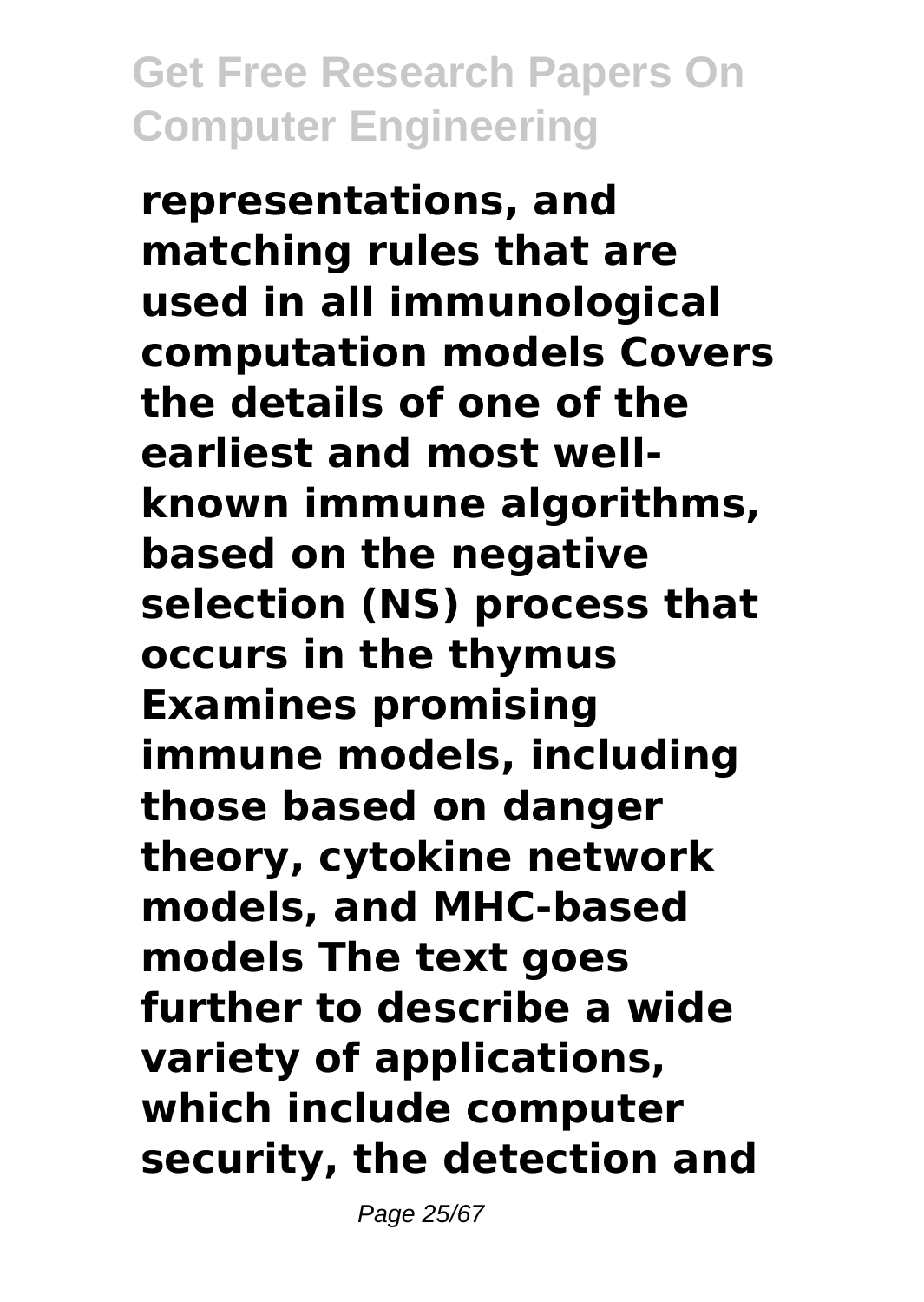**representations, and matching rules that are used in all immunological computation models Covers the details of one of the earliest and most well-known immune algorithms, based on the negative selection (NS) process that occurs in the thymus Examines promising immune models, including those based on danger theory, cytokine network models, and MHC-based models The text goes further to describe a wide variety of applications, which include computer security, the detection and**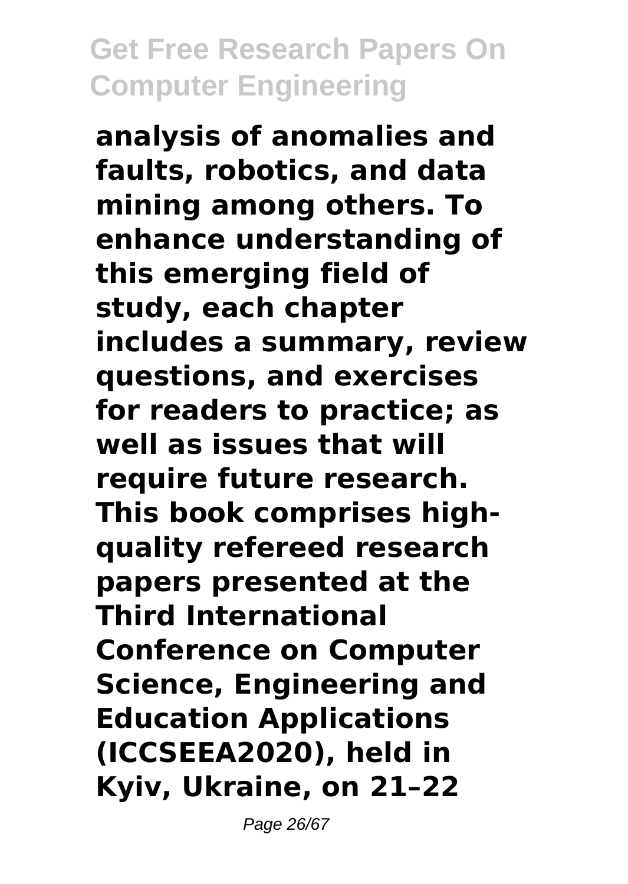**analysis of anomalies and faults, robotics, and data mining among others. To enhance understanding of this emerging field of study, each chapter includes a summary, review questions, and exercises for readers to practice; as well as issues that will require future research. This book comprises high-quality refereed research papers presented at the Third International Conference on Computer Science, Engineering and Education Applications (ICCSEEA2020), held in Kyiv, Ukraine, on 21–22**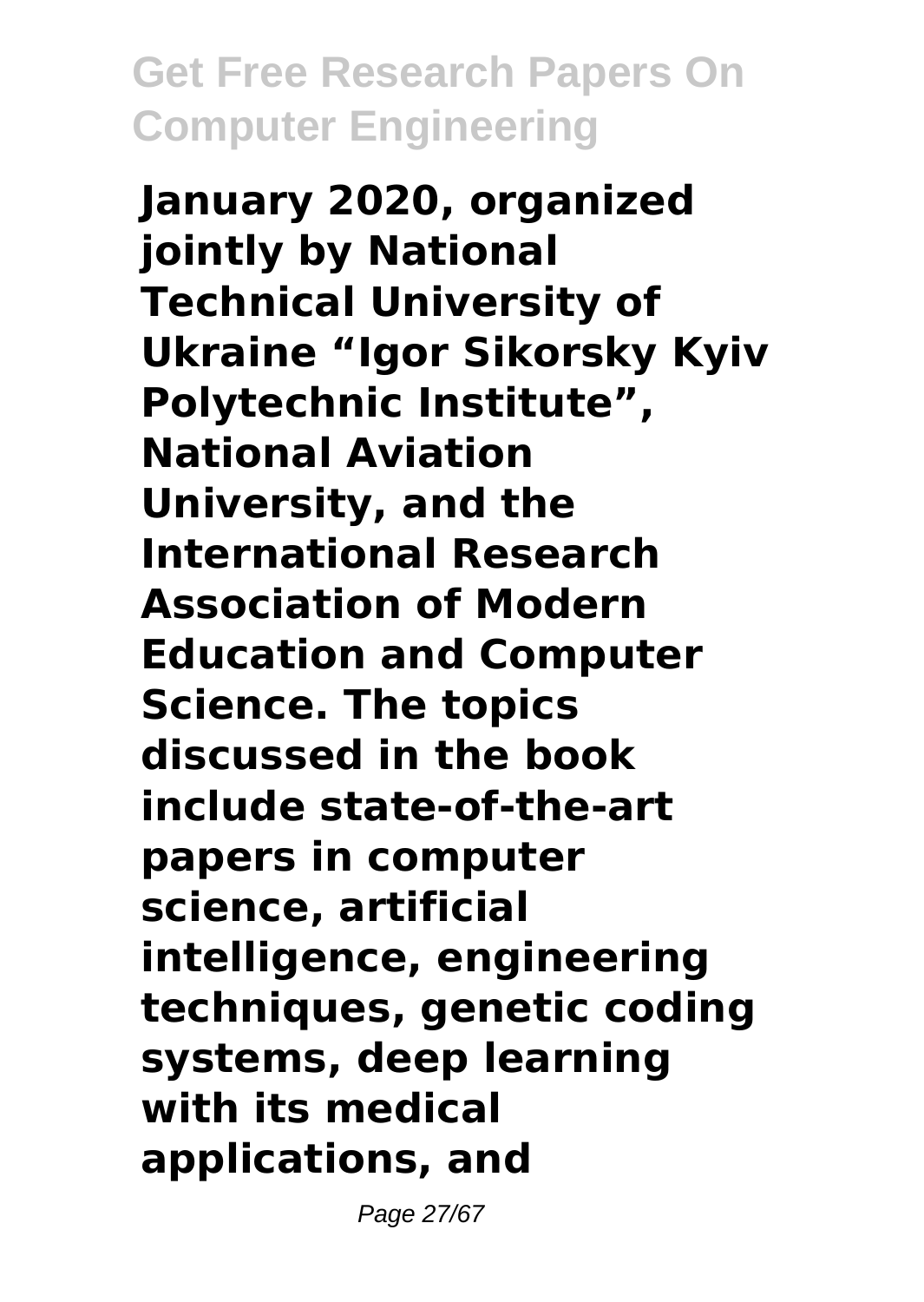**January 2020, organized jointly by National Technical University of Ukraine “Igor Sikorsky Kyiv Polytechnic Institute”, National Aviation University, and the International Research Association of Modern Education and Computer Science. The topics discussed in the book include state-of-the-art papers in computer science, artificial intelligence, engineering techniques, genetic coding systems, deep learning with its medical applications, and**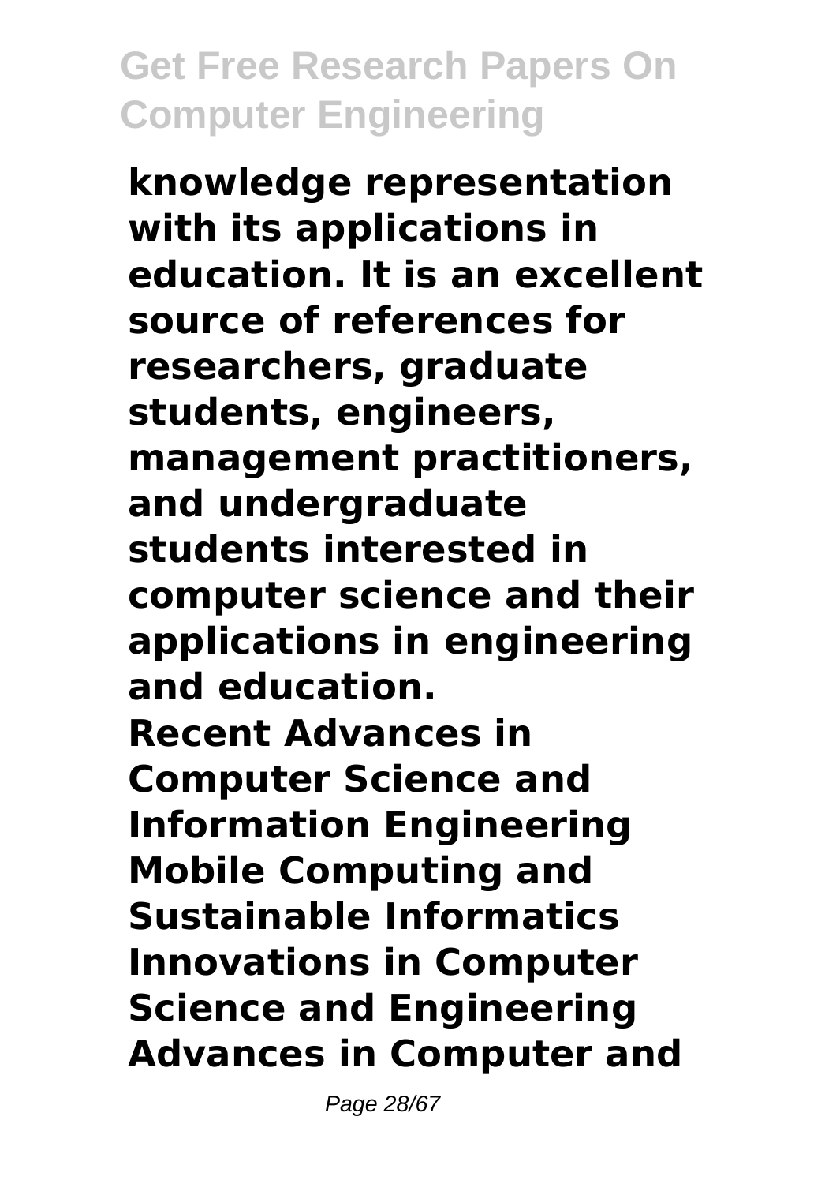**knowledge representation with its applications in education. It is an excellent source of references for researchers, graduate students, engineers, management practitioners, and undergraduate students interested in computer science and their applications in engineering and education.**

**Recent Advances in Computer Science and Information Engineering**

**Mobile Computing and Sustainable Informatics**

**Innovations in Computer Science and Engineering**

**Advances in Computer and**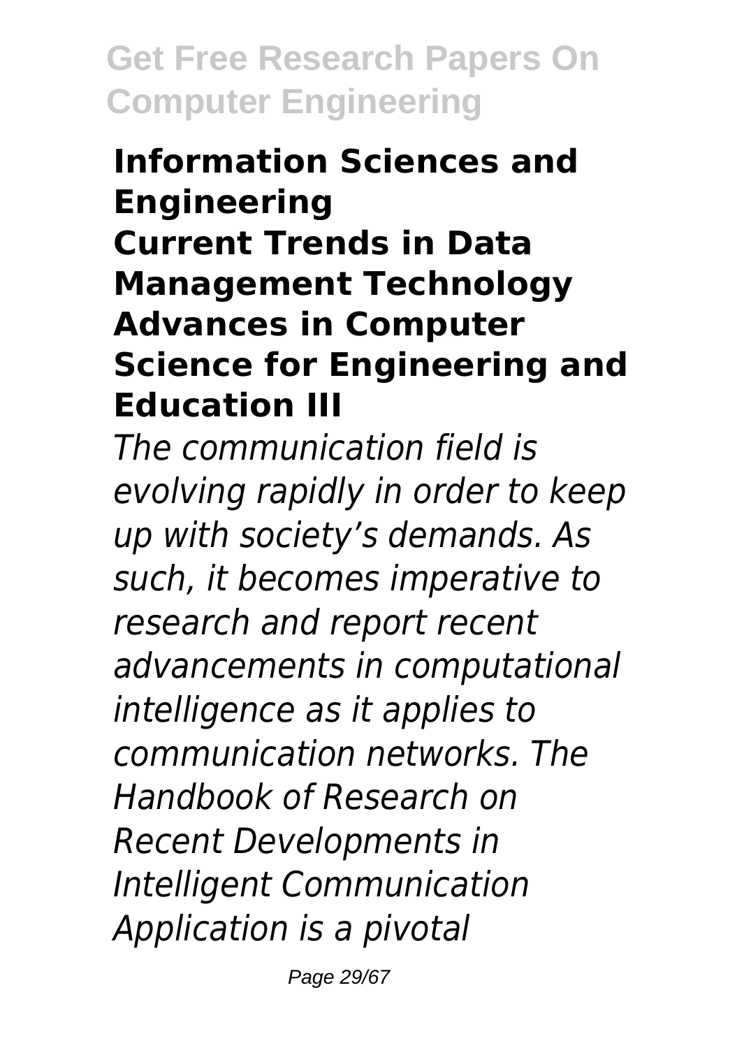**Information Sciences and Engineering**
**Current Trends in Data Management Technology**
**Advances in Computer Science for Engineering and Education III**

*The communication field is evolving rapidly in order to keep up with society's demands. As such, it becomes imperative to research and report recent advancements in computational intelligence as it applies to communication networks. The Handbook of Research on Recent Developments in Intelligent Communication Application is a pivotal*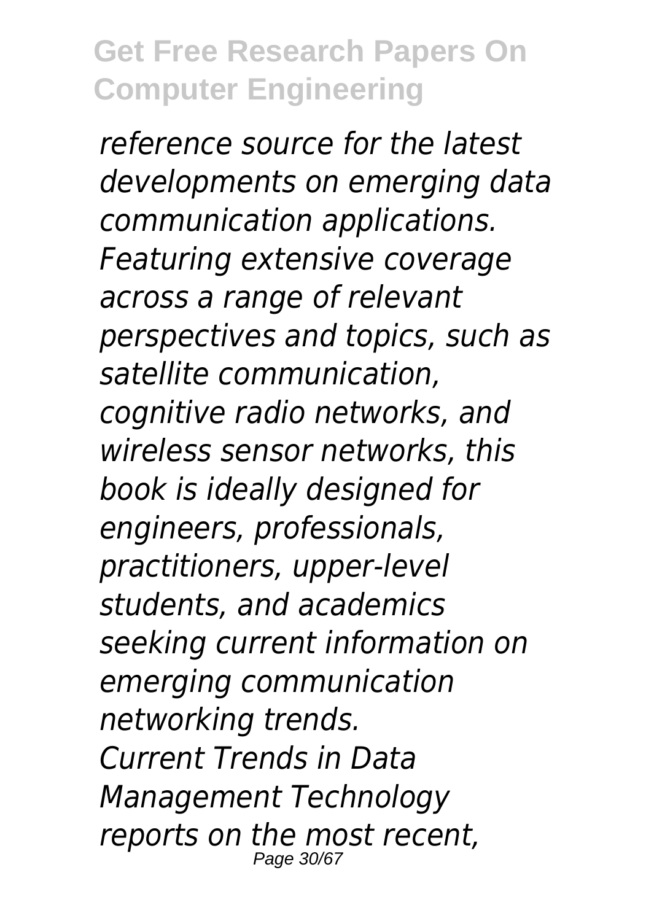*reference source for the latest developments on emerging data communication applications. Featuring extensive coverage across a range of relevant perspectives and topics, such as satellite communication, cognitive radio networks, and wireless sensor networks, this book is ideally designed for engineers, professionals, practitioners, upper-level students, and academics seeking current information on emerging communication networking trends.*

*Current Trends in Data Management Technology reports on the most recent,*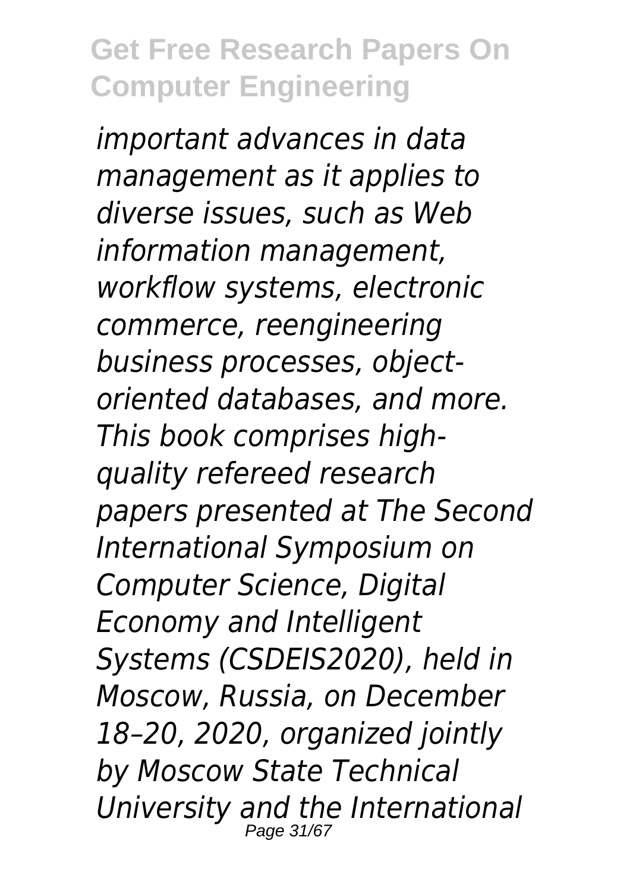*important advances in data management as it applies to diverse issues, such as Web information management, workflow systems, electronic commerce, reengineering business processes, object-oriented databases, and more. This book comprises high-quality refereed research papers presented at The Second International Symposium on Computer Science, Digital Economy and Intelligent Systems (CSDEIS2020), held in Moscow, Russia, on December 18–20, 2020, organized jointly by Moscow State Technical University and the International*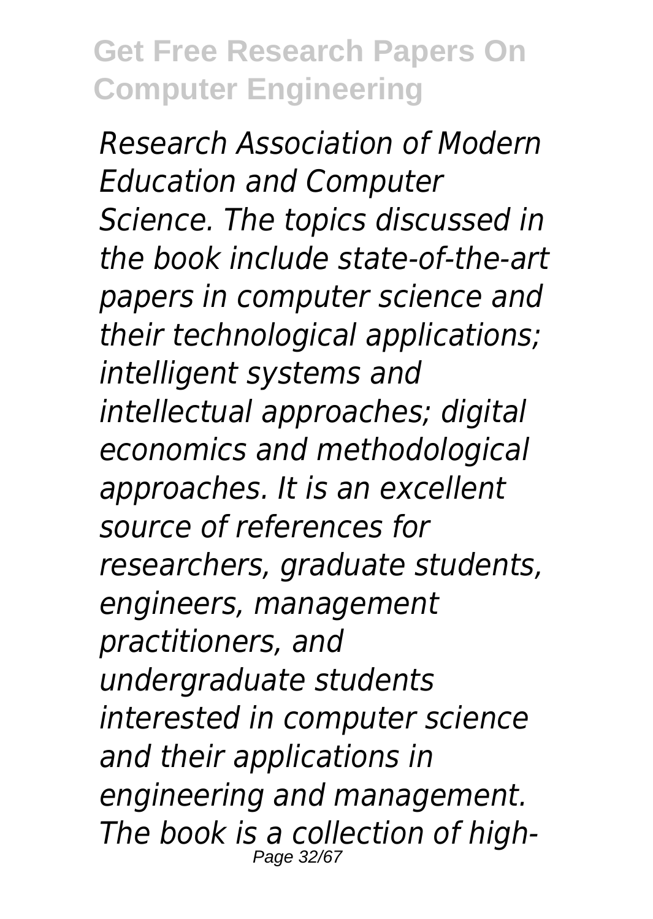*Research Association of Modern Education and Computer Science. The topics discussed in the book include state-of-the-art papers in computer science and their technological applications; intelligent systems and intellectual approaches; digital economics and methodological approaches. It is an excellent source of references for researchers, graduate students, engineers, management practitioners, and undergraduate students interested in computer science and their applications in engineering and management. The book is a collection of high-*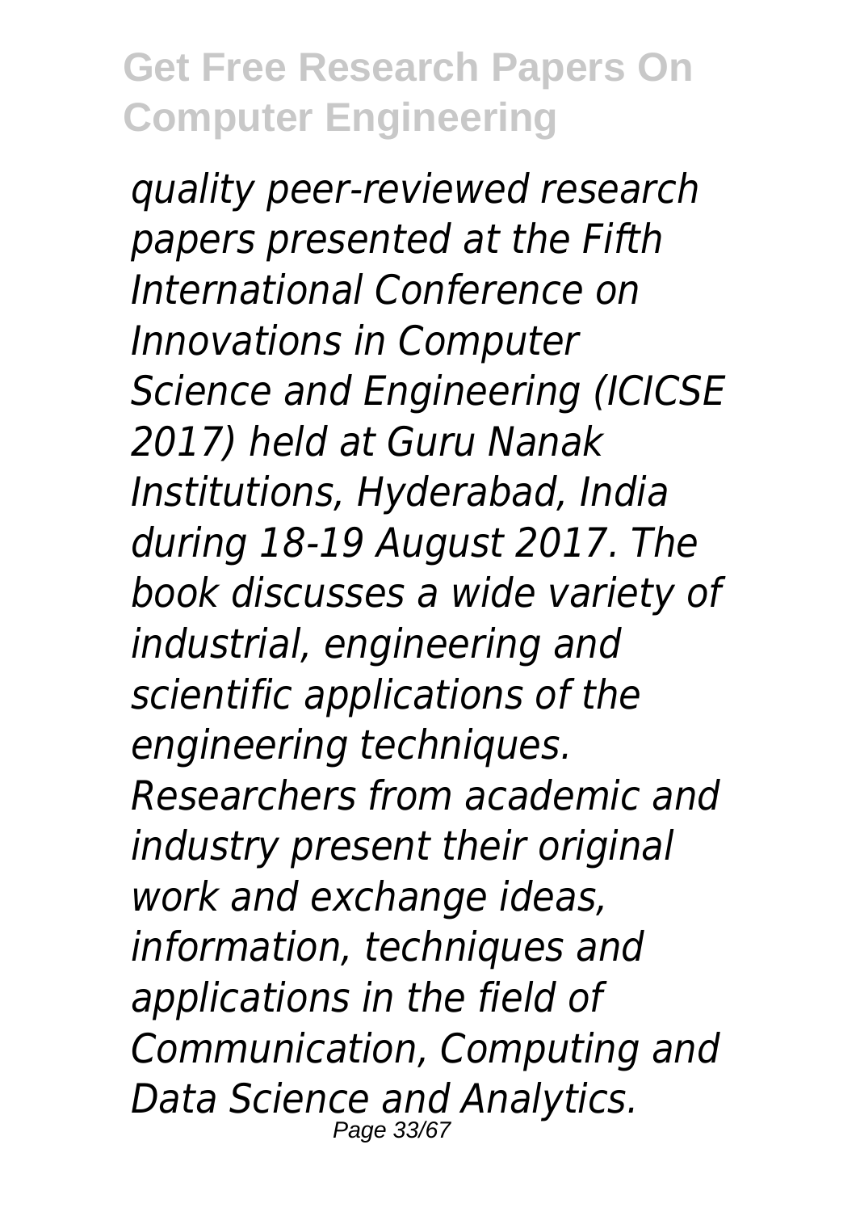*quality peer-reviewed research papers presented at the Fifth International Conference on Innovations in Computer Science and Engineering (ICICSE 2017) held at Guru Nanak Institutions, Hyderabad, India during 18-19 August 2017. The book discusses a wide variety of industrial, engineering and scientific applications of the engineering techniques. Researchers from academic and industry present their original work and exchange ideas, information, techniques and applications in the field of Communication, Computing and Data Science and Analytics.*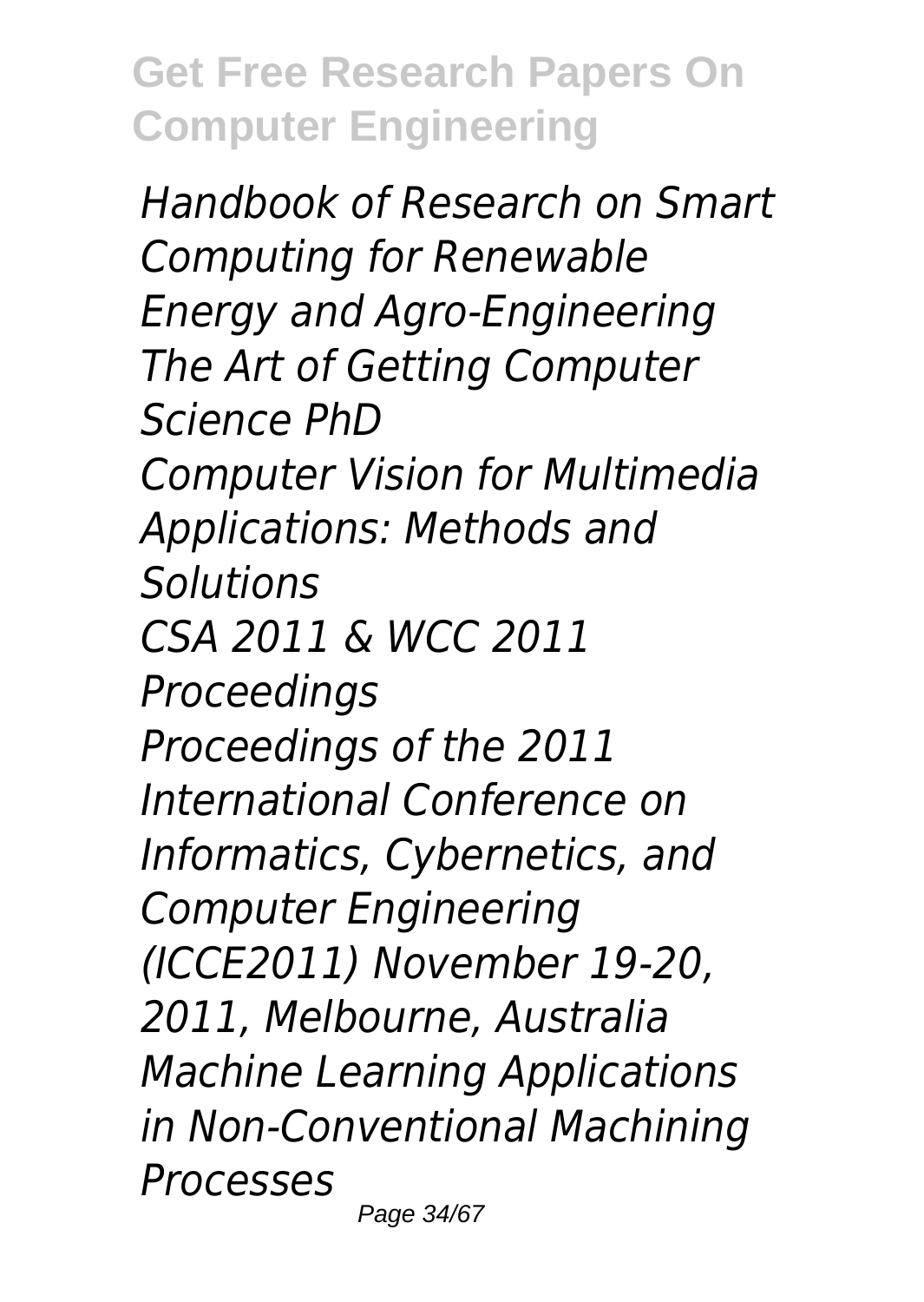*Handbook of Research on Smart Computing for Renewable Energy and Agro-Engineering*
*The Art of Getting Computer Science PhD*
*Computer Vision for Multimedia Applications: Methods and Solutions*
*CSA 2011 & WCC 2011 Proceedings*
*Proceedings of the 2011 International Conference on Informatics, Cybernetics, and Computer Engineering (ICCE2011) November 19-20, 2011, Melbourne, Australia*
*Machine Learning Applications in Non-Conventional Machining Processes*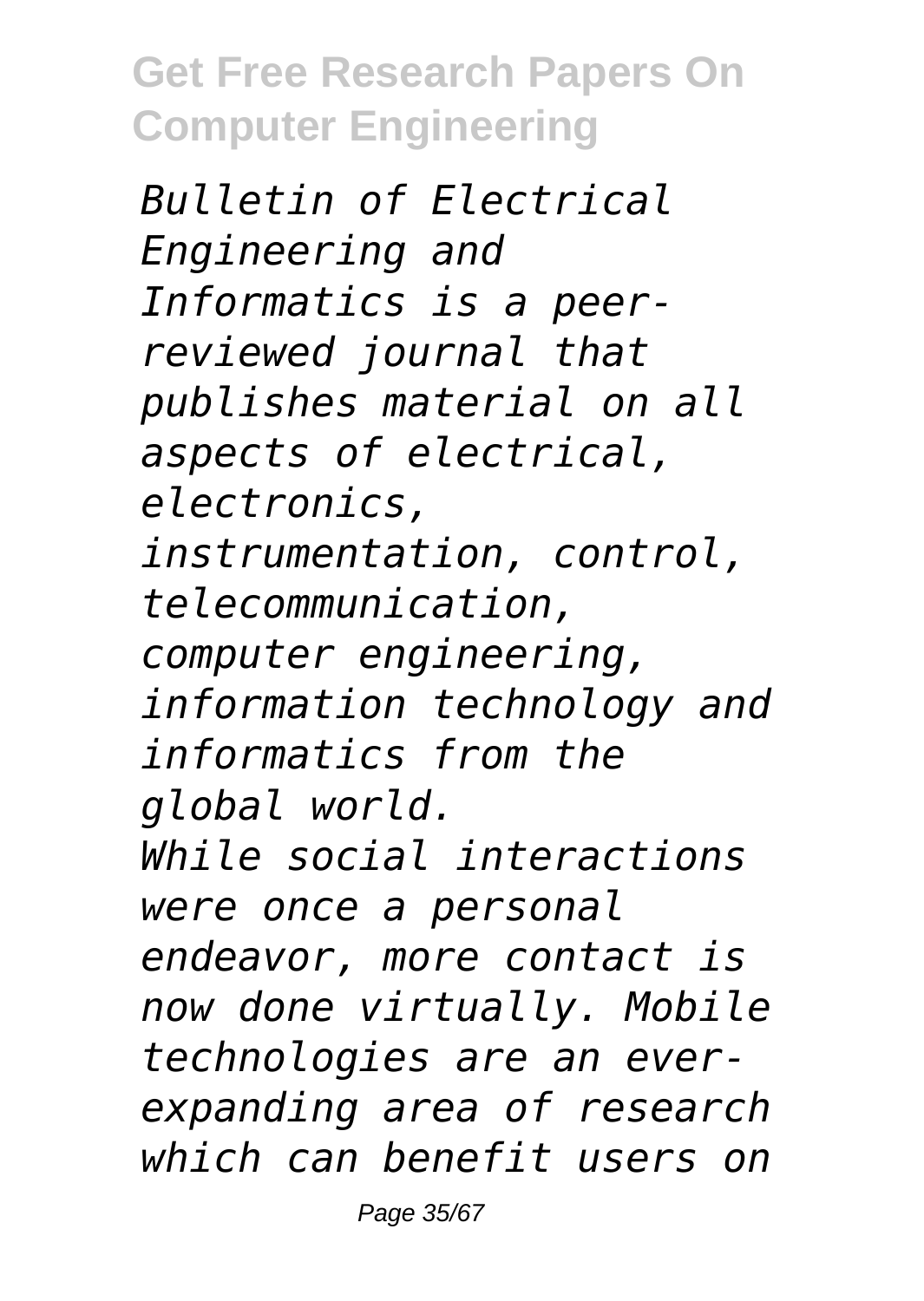*Bulletin of Electrical Engineering and Informatics is a peer-reviewed journal that publishes material on all aspects of electrical, electronics, instrumentation, control, telecommunication, computer engineering, information technology and informatics from the global world.*

*While social interactions were once a personal endeavor, more contact is now done virtually. Mobile technologies are an ever-expanding area of research which can benefit users on*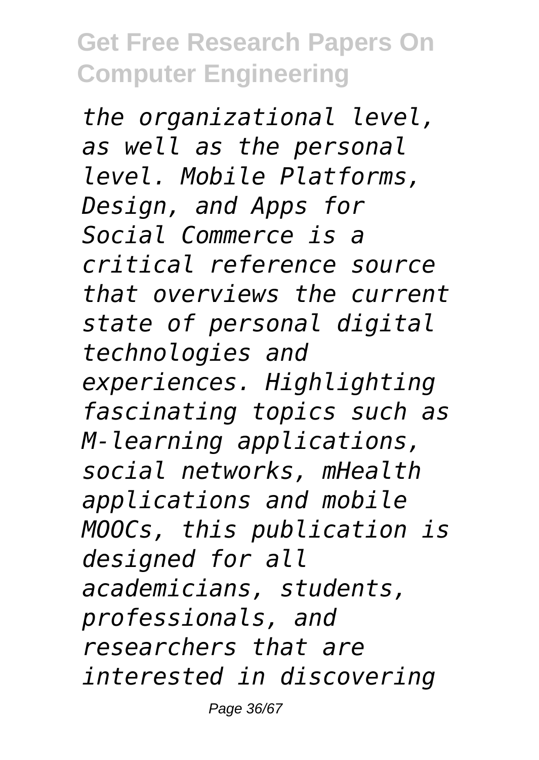*the organizational level, as well as the personal level. Mobile Platforms, Design, and Apps for Social Commerce is a critical reference source that overviews the current state of personal digital technologies and experiences. Highlighting fascinating topics such as M-learning applications, social networks, mHealth applications and mobile MOOCs, this publication is designed for all academicians, students, professionals, and researchers that are interested in discovering*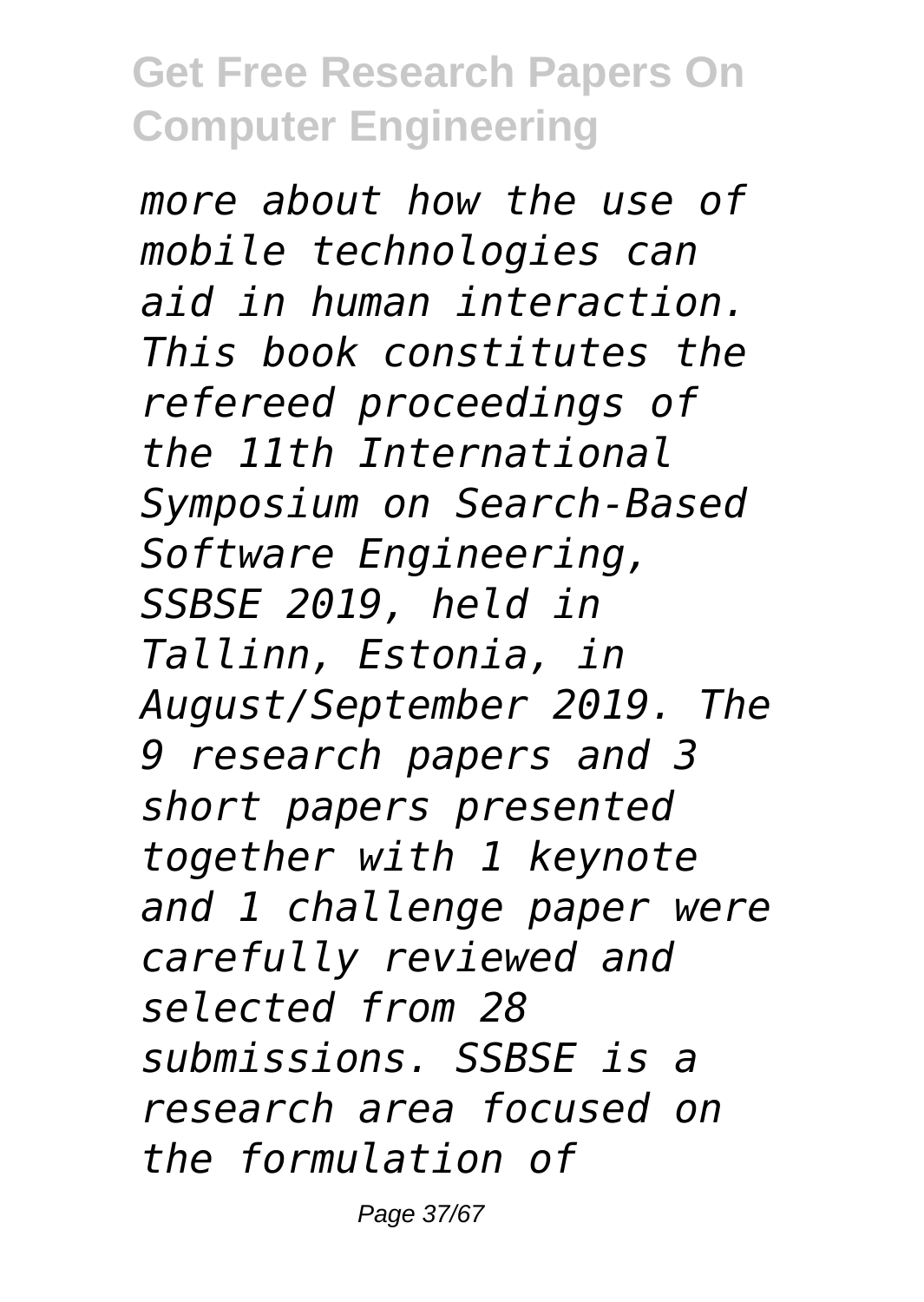*more about how the use of mobile technologies can aid in human interaction. This book constitutes the refereed proceedings of the 11th International Symposium on Search-Based Software Engineering, SSBSE 2019, held in Tallinn, Estonia, in August/September 2019. The 9 research papers and 3 short papers presented together with 1 keynote and 1 challenge paper were carefully reviewed and selected from 28 submissions. SSBSE is a research area focused on the formulation of*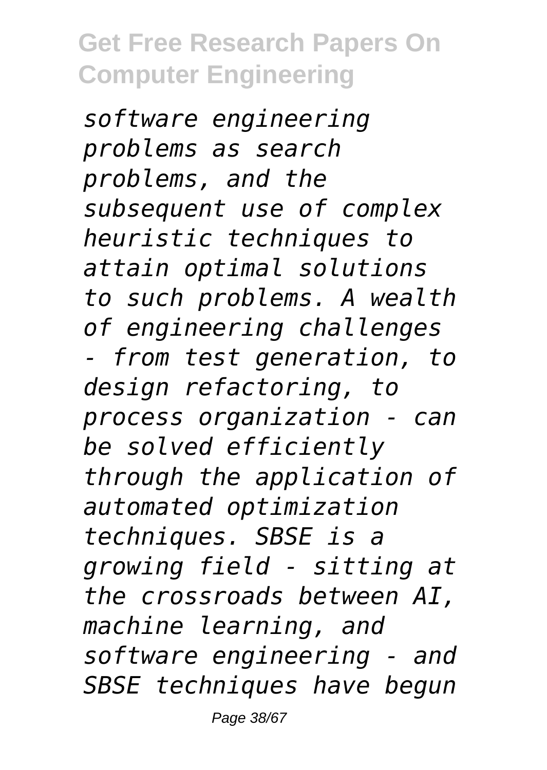*software engineering problems as search problems, and the subsequent use of complex heuristic techniques to attain optimal solutions to such problems. A wealth of engineering challenges - from test generation, to design refactoring, to process organization - can be solved efficiently through the application of automated optimization techniques. SBSE is a growing field - sitting at the crossroads between AI, machine learning, and software engineering - and SBSE techniques have begun*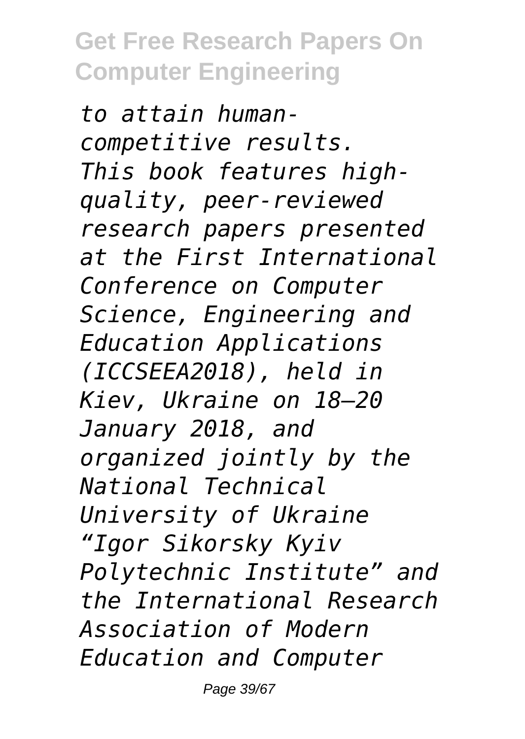*to attain human-competitive results.*

*This book features high-quality, peer-reviewed research papers presented at the First International Conference on Computer Science, Engineering and Education Applications (ICCSEEA2018), held in Kiev, Ukraine on 18–20 January 2018, and organized jointly by the National Technical University of Ukraine "Igor Sikorsky Kyiv Polytechnic Institute" and the International Research Association of Modern Education and Computer*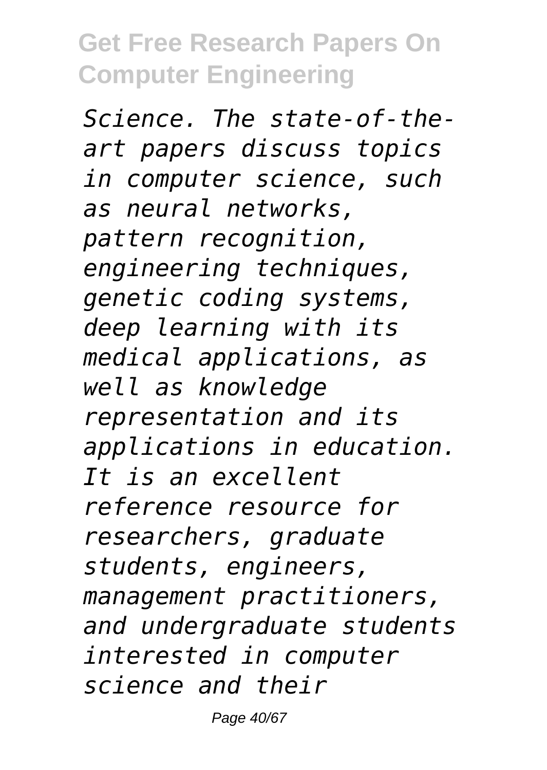*Science. The state-of-the-art papers discuss topics in computer science, such as neural networks, pattern recognition, engineering techniques, genetic coding systems, deep learning with its medical applications, as well as knowledge representation and its applications in education. It is an excellent reference resource for researchers, graduate students, engineers, management practitioners, and undergraduate students interested in computer science and their*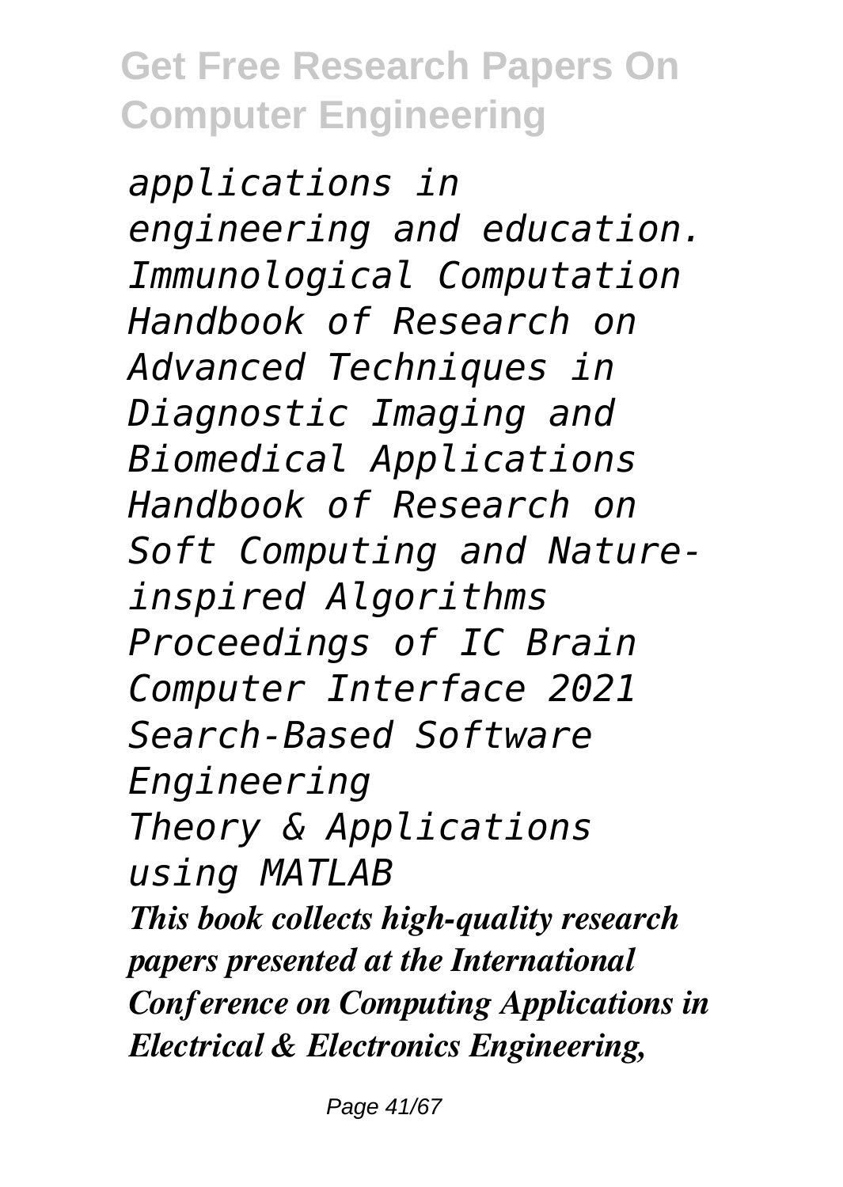*applications in engineering and education.*

*Immunological Computation*

*Handbook of Research on Advanced Techniques in Diagnostic Imaging and Biomedical Applications*

*Handbook of Research on Soft Computing and Nature-inspired Algorithms*

*Proceedings of IC Brain Computer Interface 2021*

*Search-Based Software Engineering*

*Theory & Applications using MATLAB*

***This book collects high-quality research papers presented at the International Conference on Computing Applications in Electrical & Electronics Engineering,***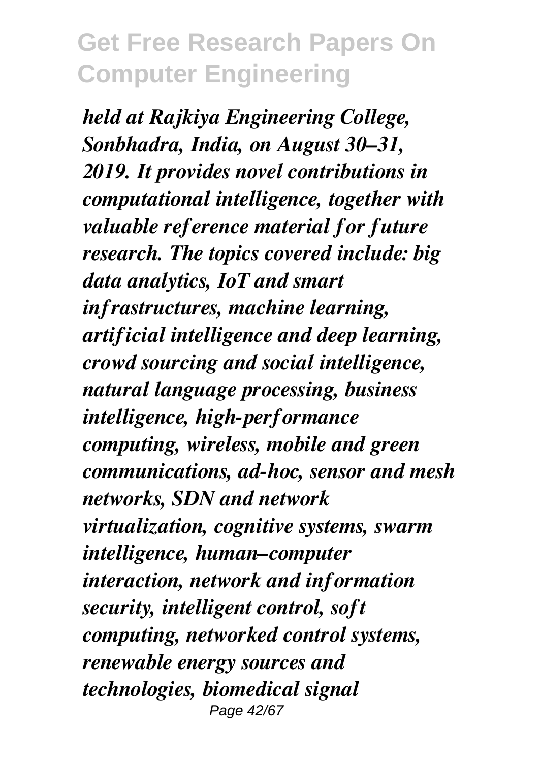*held at Rajkiya Engineering College, Sonbhadra, India, on August 30–31, 2019. It provides novel contributions in computational intelligence, together with valuable reference material for future research. The topics covered include: big data analytics, IoT and smart infrastructures, machine learning, artificial intelligence and deep learning, crowd sourcing and social intelligence, natural language processing, business intelligence, high-performance computing, wireless, mobile and green communications, ad-hoc, sensor and mesh networks, SDN and network virtualization, cognitive systems, swarm intelligence, human–computer interaction, network and information security, intelligent control, soft computing, networked control systems, renewable energy sources and technologies, biomedical signal*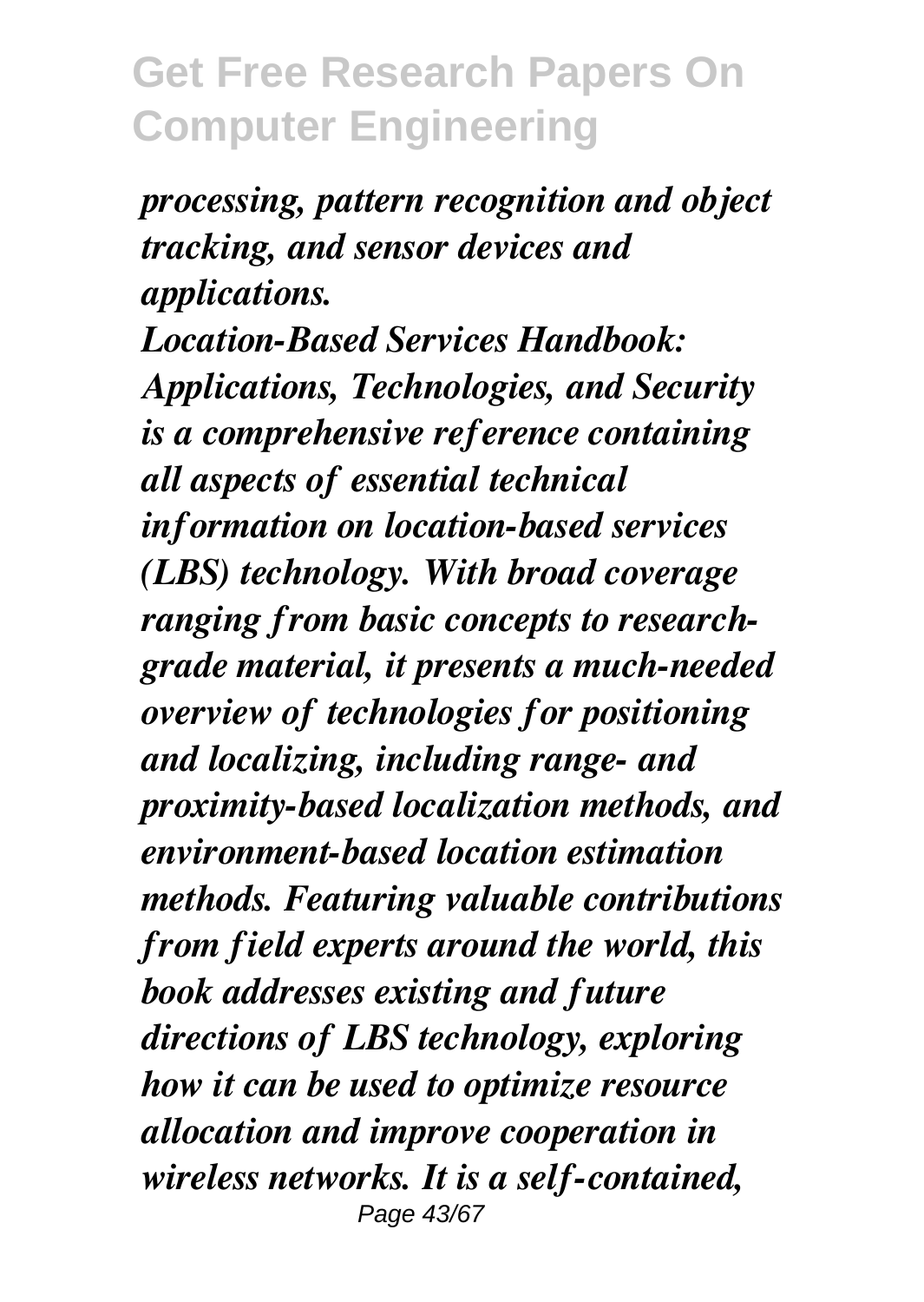*processing, pattern recognition and object tracking, and sensor devices and applications.*

*Location-Based Services Handbook: Applications, Technologies, and Security is a comprehensive reference containing all aspects of essential technical information on location-based services (LBS) technology. With broad coverage ranging from basic concepts to research-grade material, it presents a much-needed overview of technologies for positioning and localizing, including range- and proximity-based localization methods, and environment-based location estimation methods. Featuring valuable contributions from field experts around the world, this book addresses existing and future directions of LBS technology, exploring how it can be used to optimize resource allocation and improve cooperation in wireless networks. It is a self-contained,*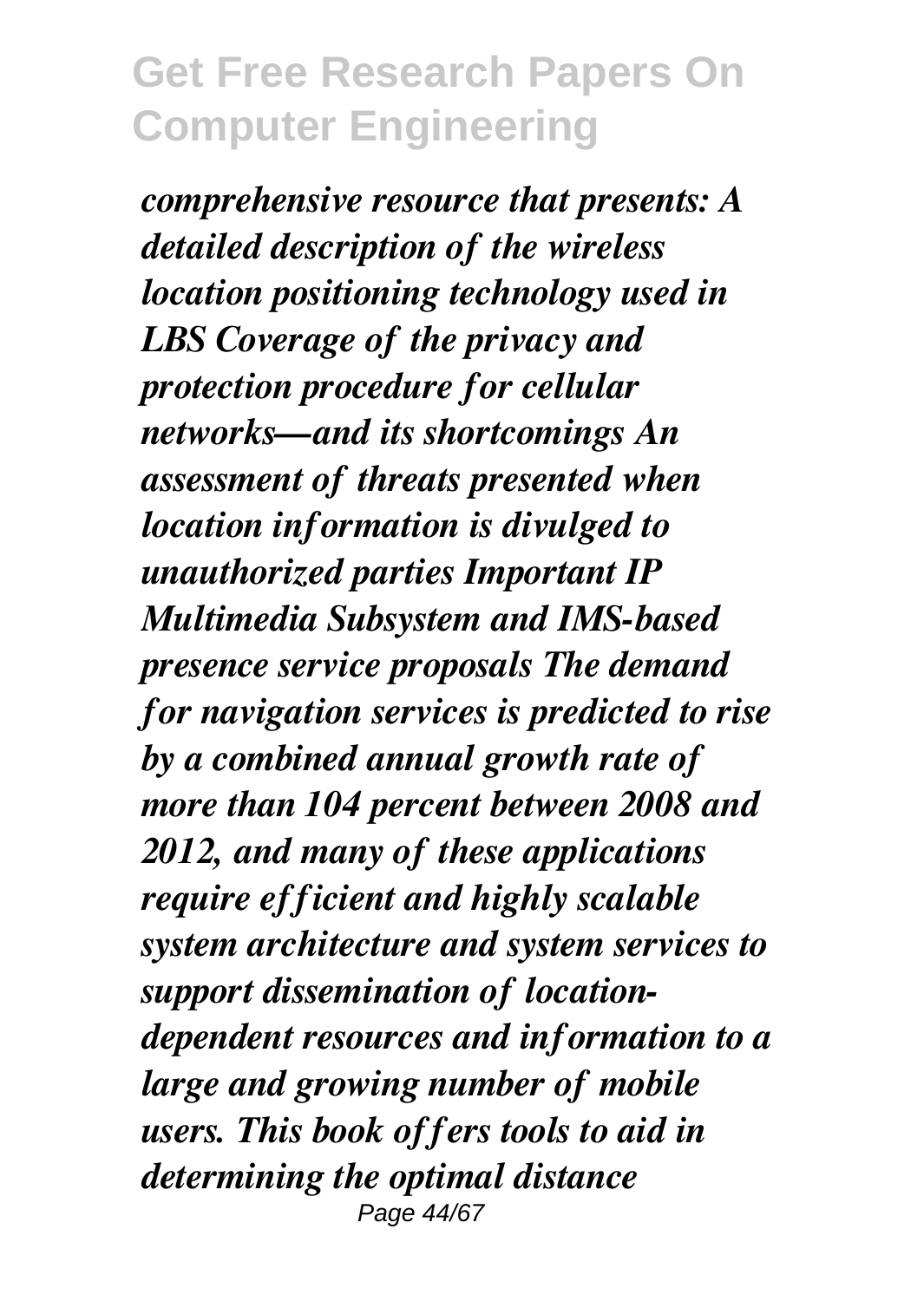*comprehensive resource that presents: A detailed description of the wireless location positioning technology used in LBS Coverage of the privacy and protection procedure for cellular networks—and its shortcomings An assessment of threats presented when location information is divulged to unauthorized parties Important IP Multimedia Subsystem and IMS-based presence service proposals The demand for navigation services is predicted to rise by a combined annual growth rate of more than 104 percent between 2008 and 2012, and many of these applications require efficient and highly scalable system architecture and system services to support dissemination of location-dependent resources and information to a large and growing number of mobile users. This book offers tools to aid in determining the optimal distance*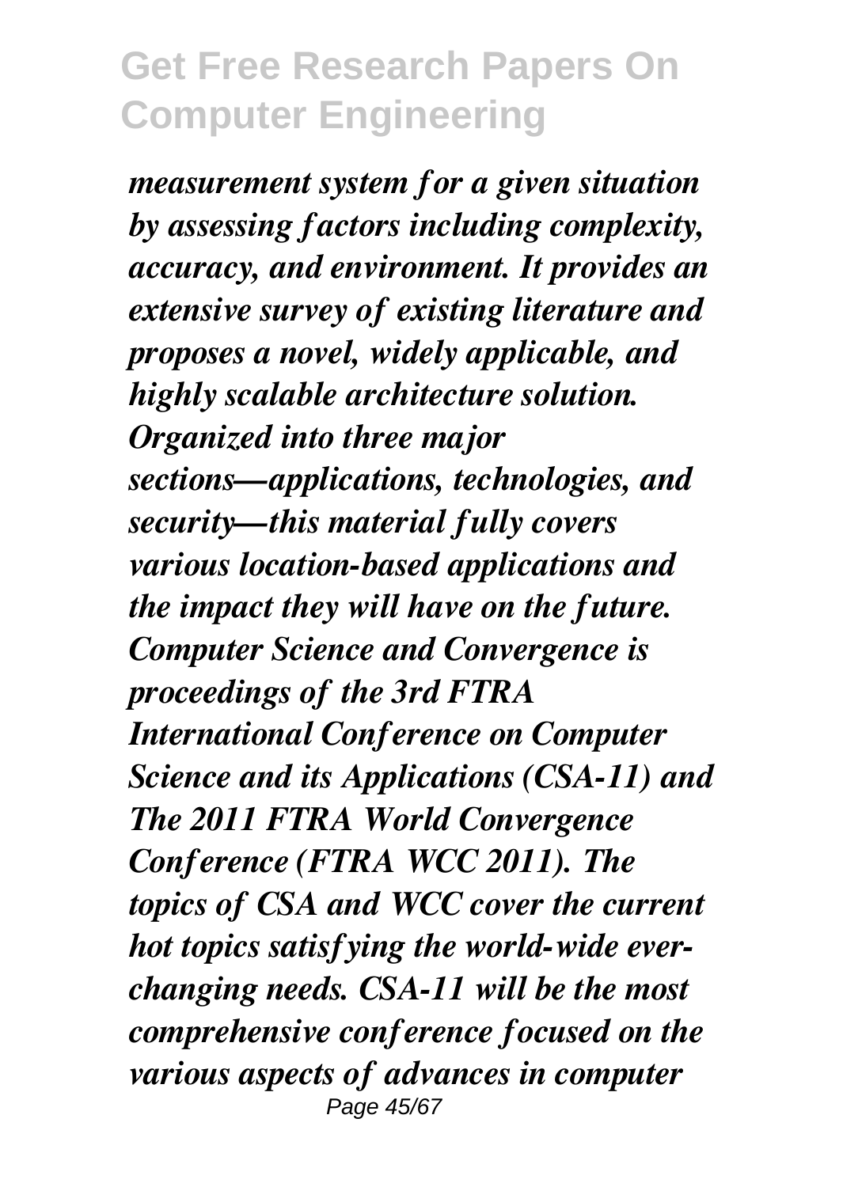*measurement system for a given situation by assessing factors including complexity, accuracy, and environment. It provides an extensive survey of existing literature and proposes a novel, widely applicable, and highly scalable architecture solution. Organized into three major sections—applications, technologies, and security—this material fully covers various location-based applications and the impact they will have on the future. Computer Science and Convergence is proceedings of the 3rd FTRA International Conference on Computer Science and its Applications (CSA-11) and The 2011 FTRA World Convergence Conference (FTRA WCC 2011). The topics of CSA and WCC cover the current hot topics satisfying the world-wide ever-changing needs. CSA-11 will be the most comprehensive conference focused on the various aspects of advances in computer*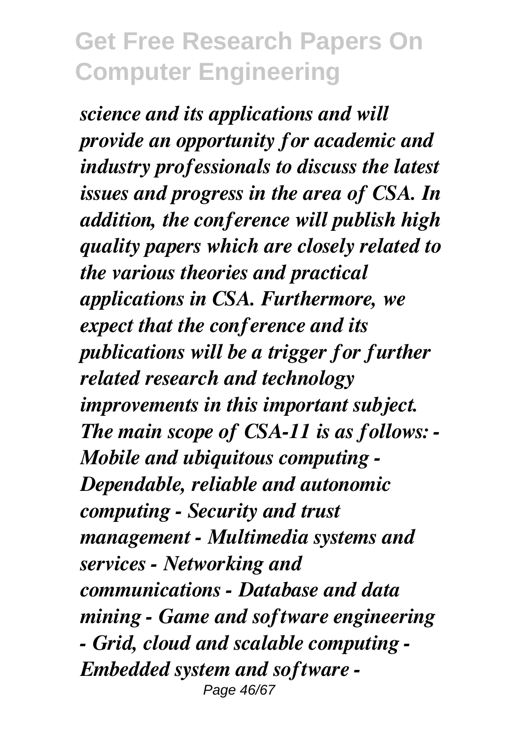*science and its applications and will provide an opportunity for academic and industry professionals to discuss the latest issues and progress in the area of CSA. In addition, the conference will publish high quality papers which are closely related to the various theories and practical applications in CSA. Furthermore, we expect that the conference and its publications will be a trigger for further related research and technology improvements in this important subject. The main scope of CSA-11 is as follows: - Mobile and ubiquitous computing - Dependable, reliable and autonomic computing - Security and trust management - Multimedia systems and services - Networking and communications - Database and data mining - Game and software engineering - Grid, cloud and scalable computing - Embedded system and software -*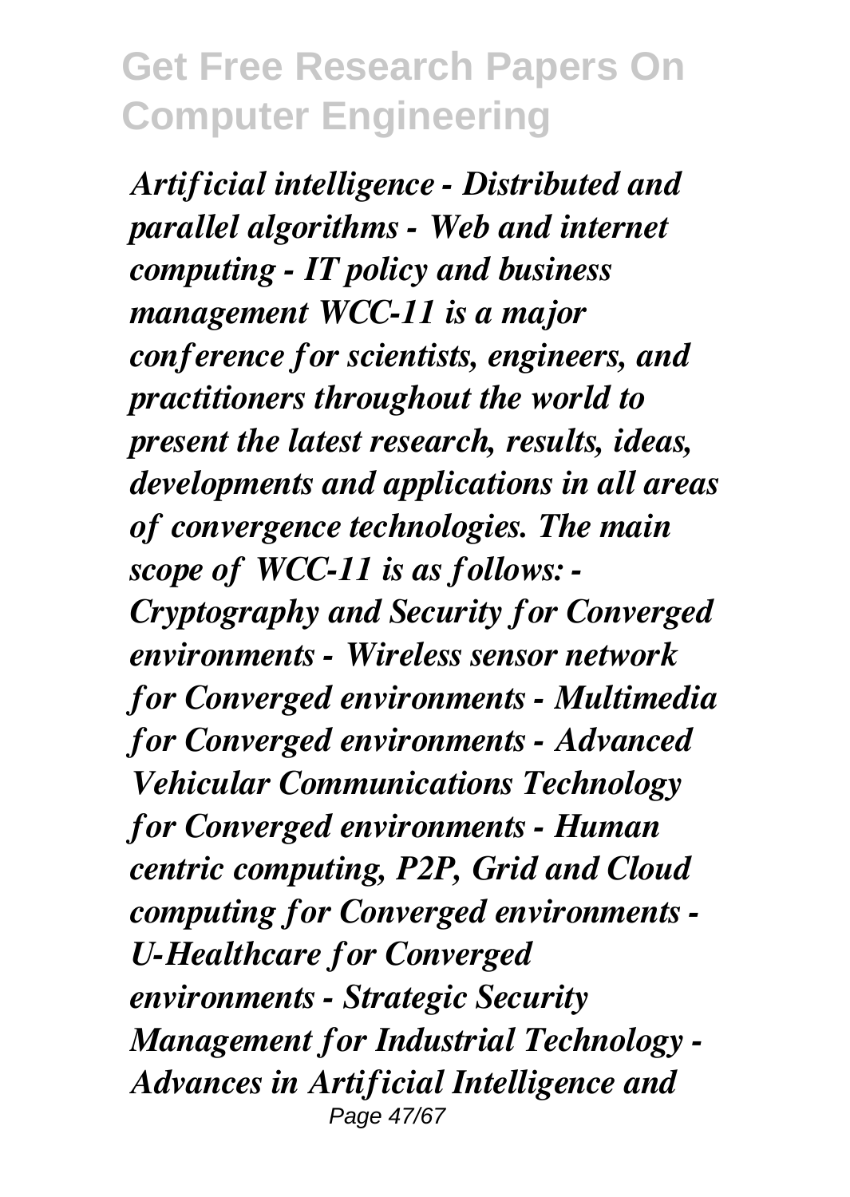*Artificial intelligence - Distributed and parallel algorithms - Web and internet computing - IT policy and business management WCC-11 is a major conference for scientists, engineers, and practitioners throughout the world to present the latest research, results, ideas, developments and applications in all areas of convergence technologies. The main scope of WCC-11 is as follows: - Cryptography and Security for Converged environments - Wireless sensor network for Converged environments - Multimedia for Converged environments - Advanced Vehicular Communications Technology for Converged environments - Human centric computing, P2P, Grid and Cloud computing for Converged environments - U-Healthcare for Converged environments - Strategic Security Management for Industrial Technology - Advances in Artificial Intelligence and*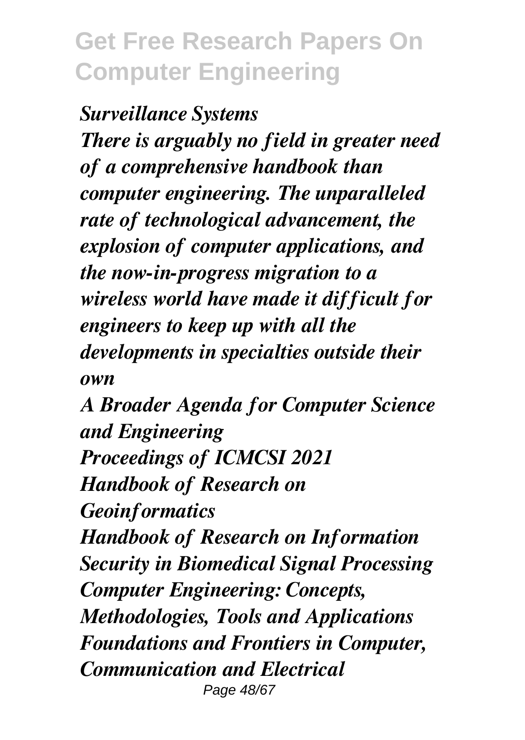*Surveillance Systems*

*There is arguably no field in greater need of a comprehensive handbook than computer engineering. The unparalleled rate of technological advancement, the explosion of computer applications, and the now-in-progress migration to a wireless world have made it difficult for engineers to keep up with all the developments in specialties outside their own*

*A Broader Agenda for Computer Science and Engineering*

*Proceedings of ICMCSI 2021*

*Handbook of Research on Geoinformatics*

*Handbook of Research on Information Security in Biomedical Signal Processing*

*Computer Engineering: Concepts, Methodologies, Tools and Applications*

*Foundations and Frontiers in Computer, Communication and Electrical*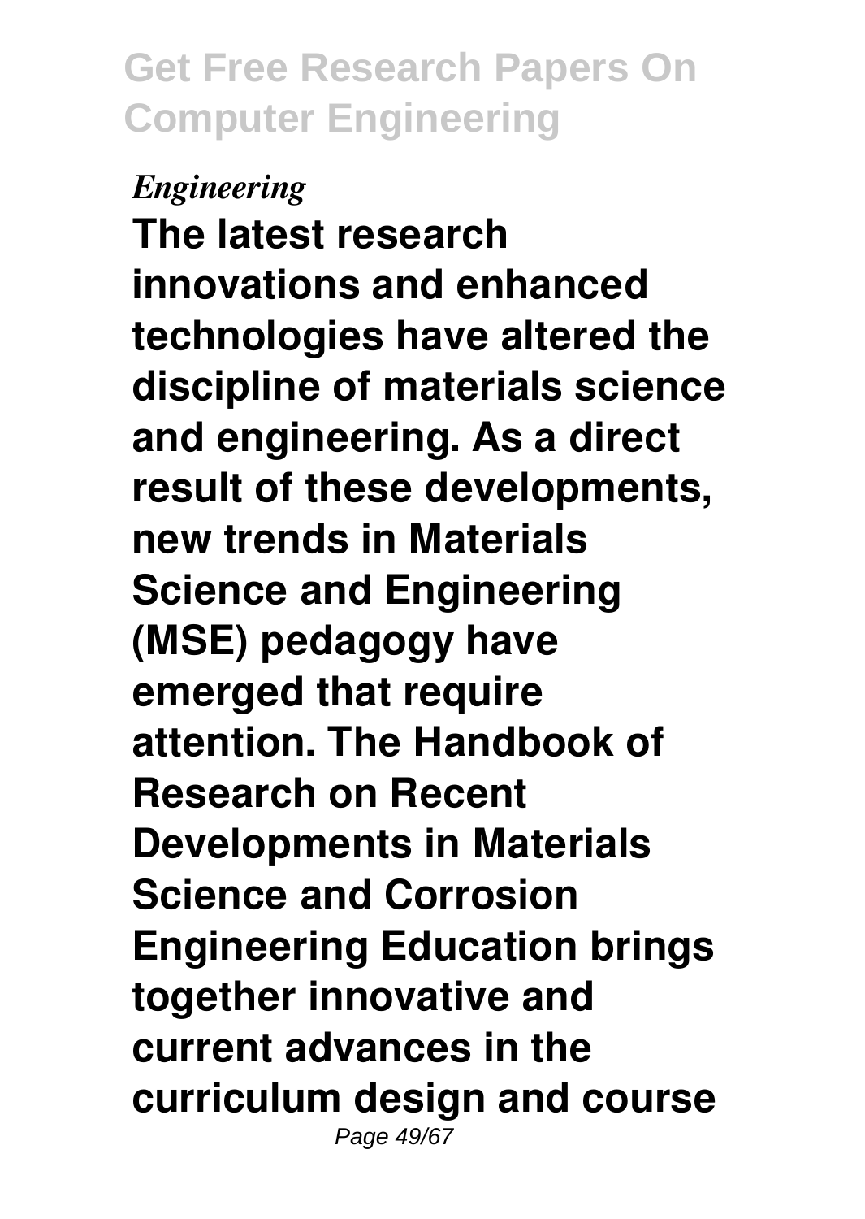*Engineering*

**The latest research innovations and enhanced technologies have altered the discipline of materials science and engineering. As a direct result of these developments, new trends in Materials Science and Engineering (MSE) pedagogy have emerged that require attention. The Handbook of Research on Recent Developments in Materials Science and Corrosion Engineering Education brings together innovative and current advances in the curriculum design and course**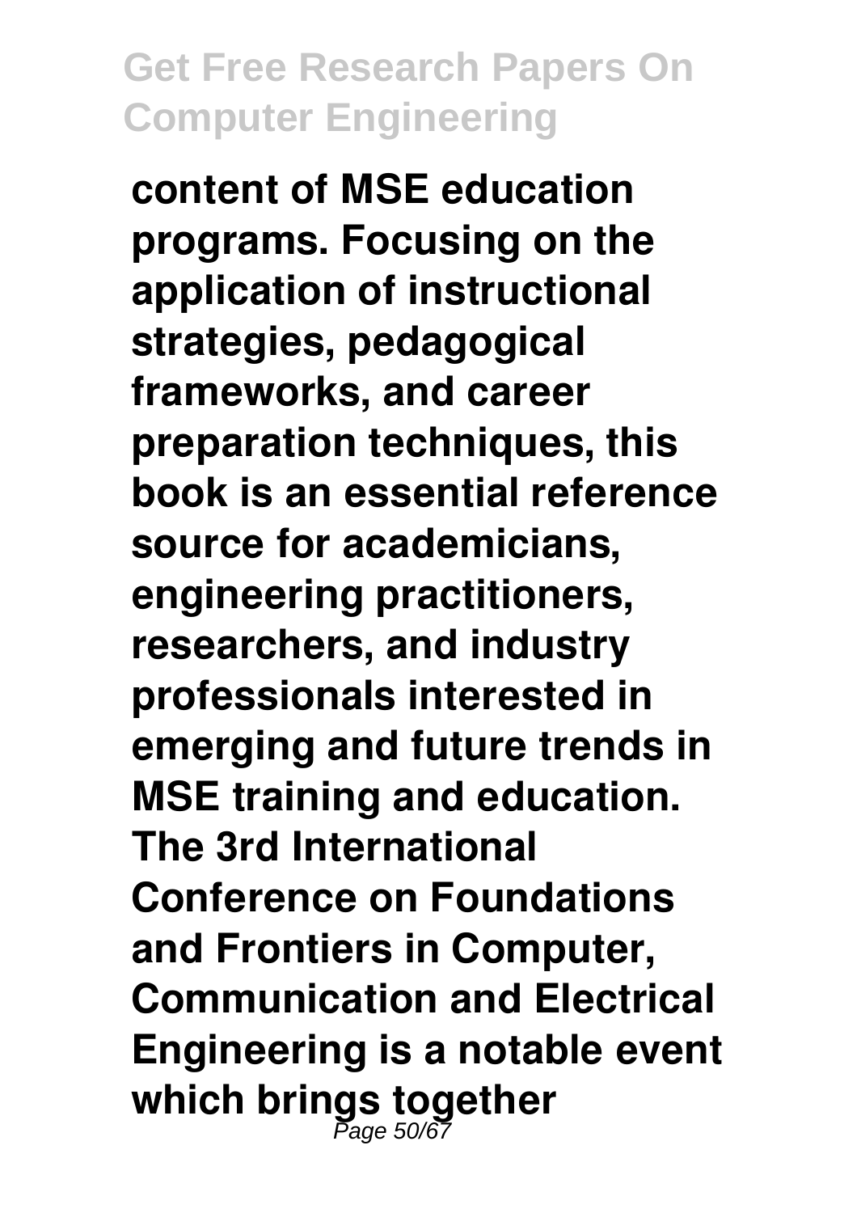**content of MSE education programs. Focusing on the application of instructional strategies, pedagogical frameworks, and career preparation techniques, this book is an essential reference source for academicians, engineering practitioners, researchers, and industry professionals interested in emerging and future trends in MSE training and education. The 3rd International Conference on Foundations and Frontiers in Computer, Communication and Electrical Engineering is a notable event which brings together**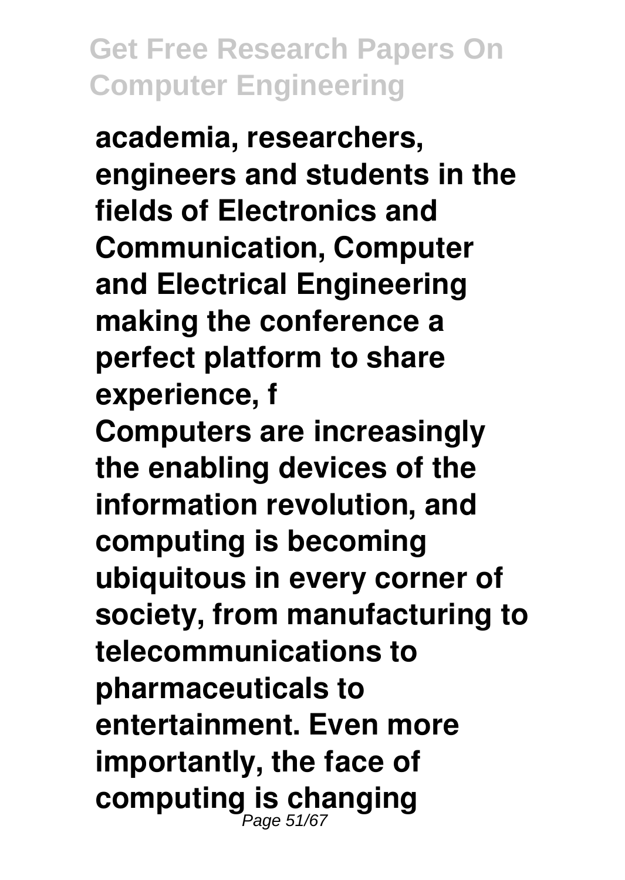**academia, researchers, engineers and students in the fields of Electronics and Communication, Computer and Electrical Engineering making the conference a perfect platform to share experience, f**

**Computers are increasingly the enabling devices of the information revolution, and computing is becoming ubiquitous in every corner of society, from manufacturing to telecommunications to pharmaceuticals to entertainment. Even more importantly, the face of computing is changing**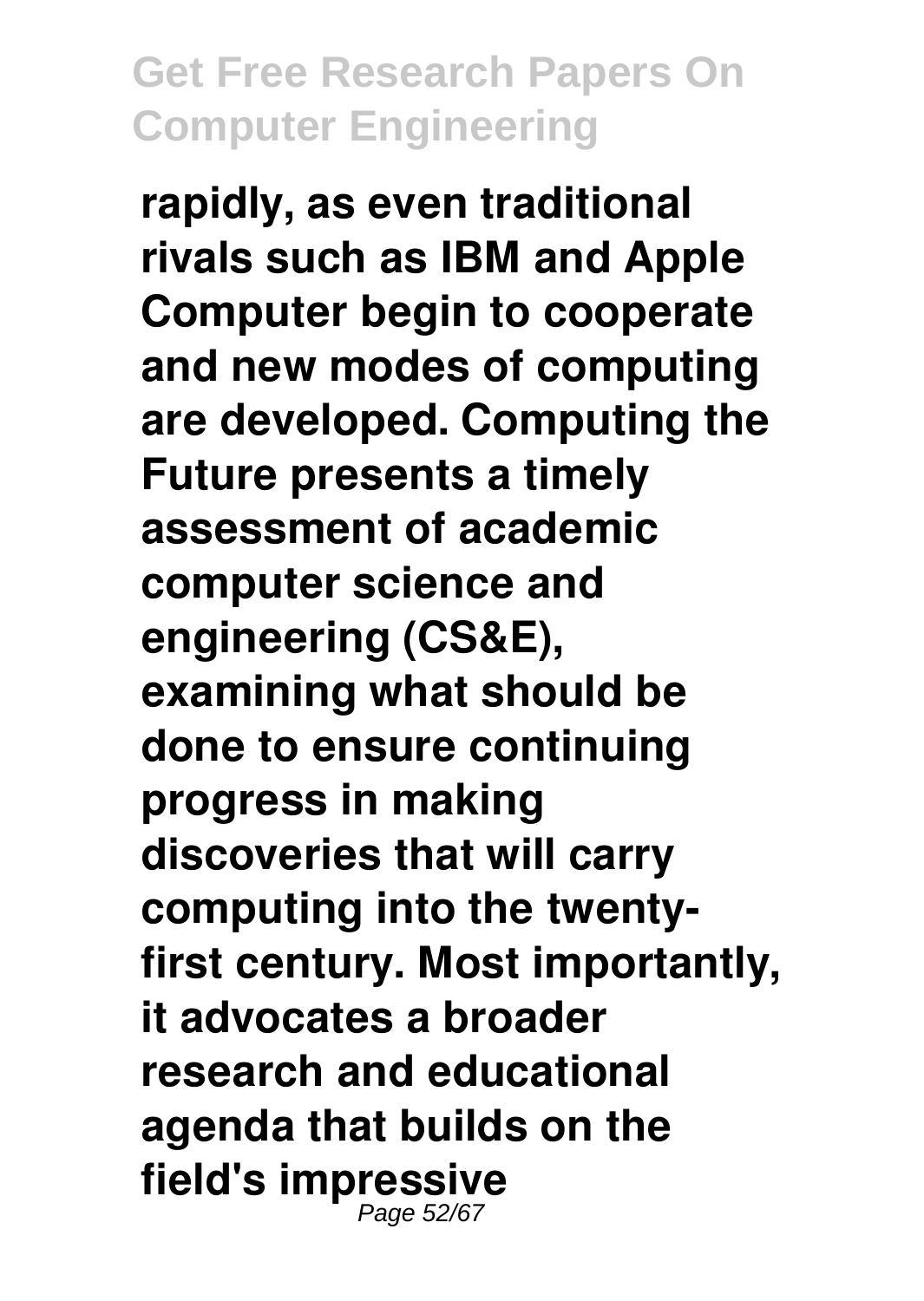**rapidly, as even traditional rivals such as IBM and Apple Computer begin to cooperate and new modes of computing are developed. Computing the Future presents a timely assessment of academic computer science and engineering (CS&E), examining what should be done to ensure continuing progress in making discoveries that will carry computing into the twenty-first century. Most importantly, it advocates a broader research and educational agenda that builds on the field's impressive**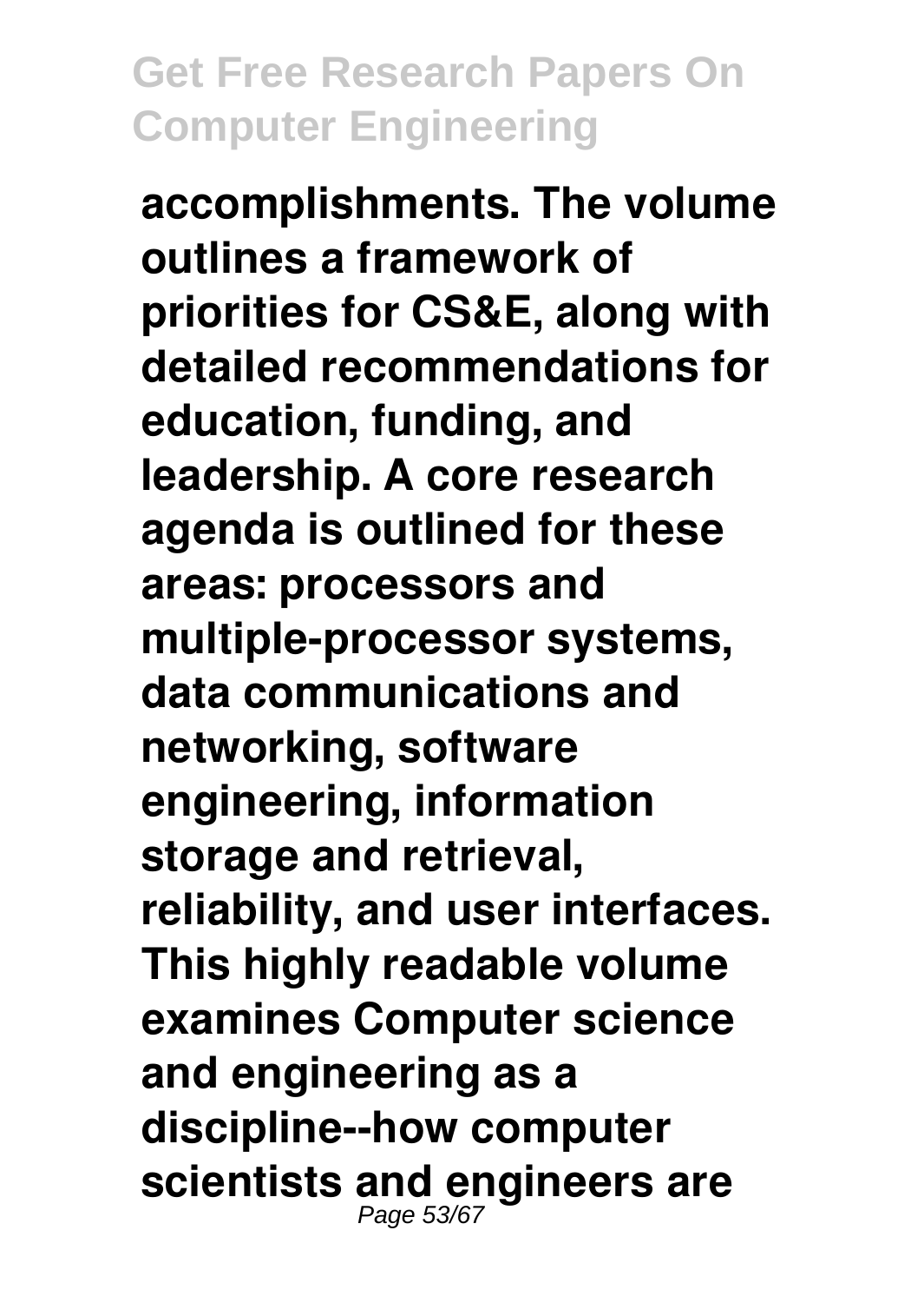**accomplishments. The volume outlines a framework of priorities for CS&E, along with detailed recommendations for education, funding, and leadership. A core research agenda is outlined for these areas: processors and multiple-processor systems, data communications and networking, software engineering, information storage and retrieval, reliability, and user interfaces. This highly readable volume examines Computer science and engineering as a discipline--how computer scientists and engineers are**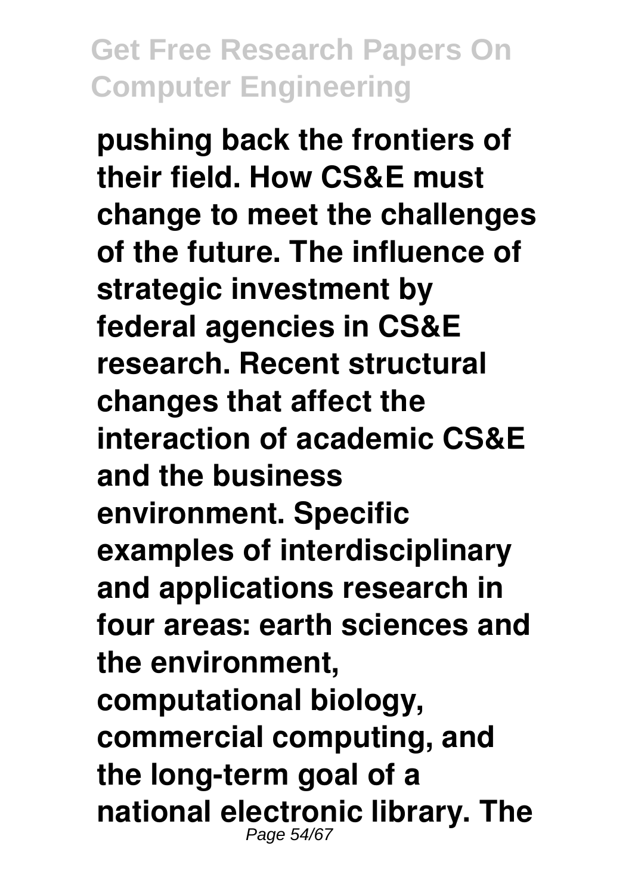**pushing back the frontiers of their field. How CS&E must change to meet the challenges of the future. The influence of strategic investment by federal agencies in CS&E research. Recent structural changes that affect the interaction of academic CS&E and the business environment. Specific examples of interdisciplinary and applications research in four areas: earth sciences and the environment, computational biology, commercial computing, and the long-term goal of a national electronic library. The**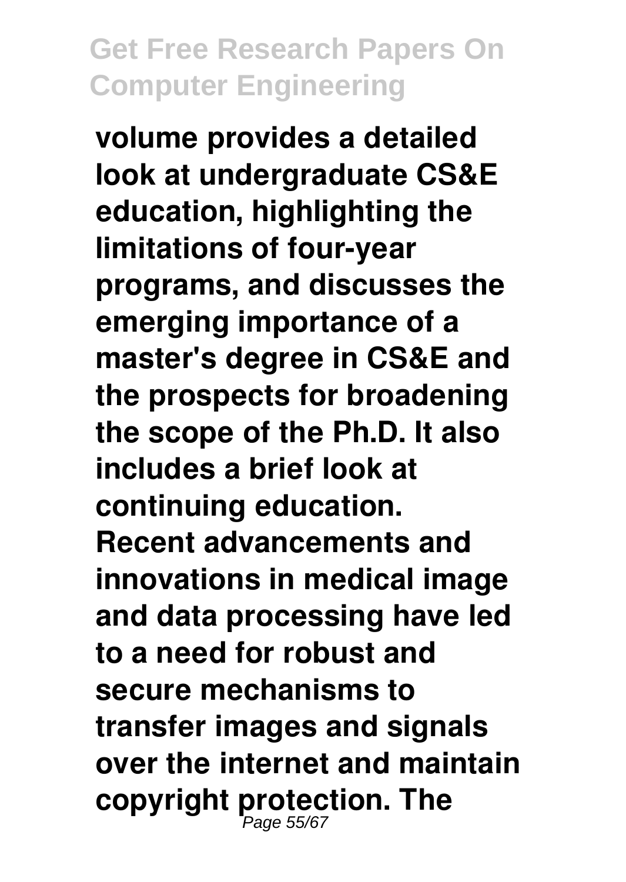**volume provides a detailed look at undergraduate CS&E education, highlighting the limitations of four-year programs, and discusses the emerging importance of a master's degree in CS&E and the prospects for broadening the scope of the Ph.D. It also includes a brief look at continuing education.**

**Recent advancements and innovations in medical image and data processing have led to a need for robust and secure mechanisms to transfer images and signals over the internet and maintain copyright protection. The**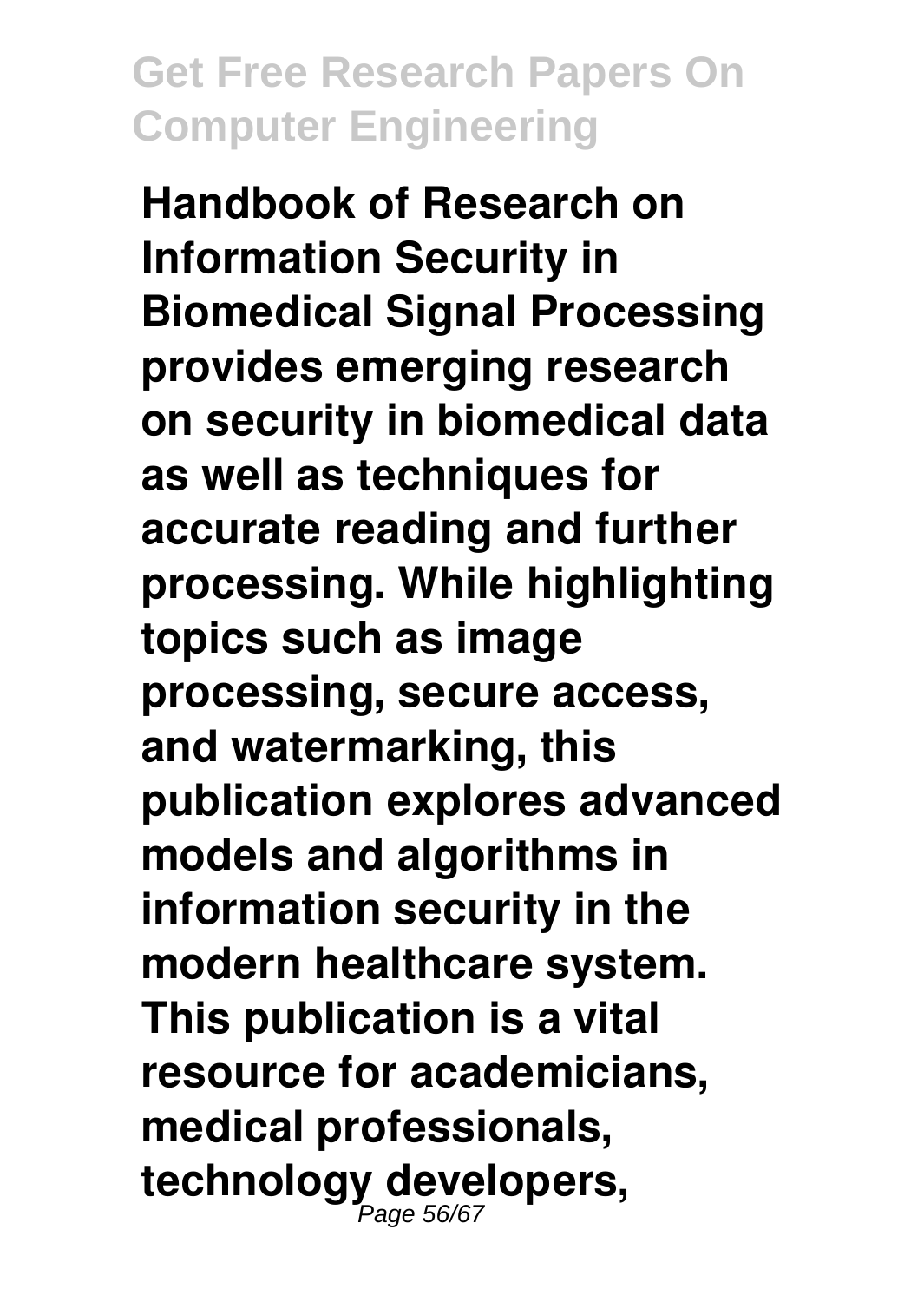**Handbook of Research on Information Security in Biomedical Signal Processing provides emerging research on security in biomedical data as well as techniques for accurate reading and further processing. While highlighting topics such as image processing, secure access, and watermarking, this publication explores advanced models and algorithms in information security in the modern healthcare system. This publication is a vital resource for academicians, medical professionals, technology developers,**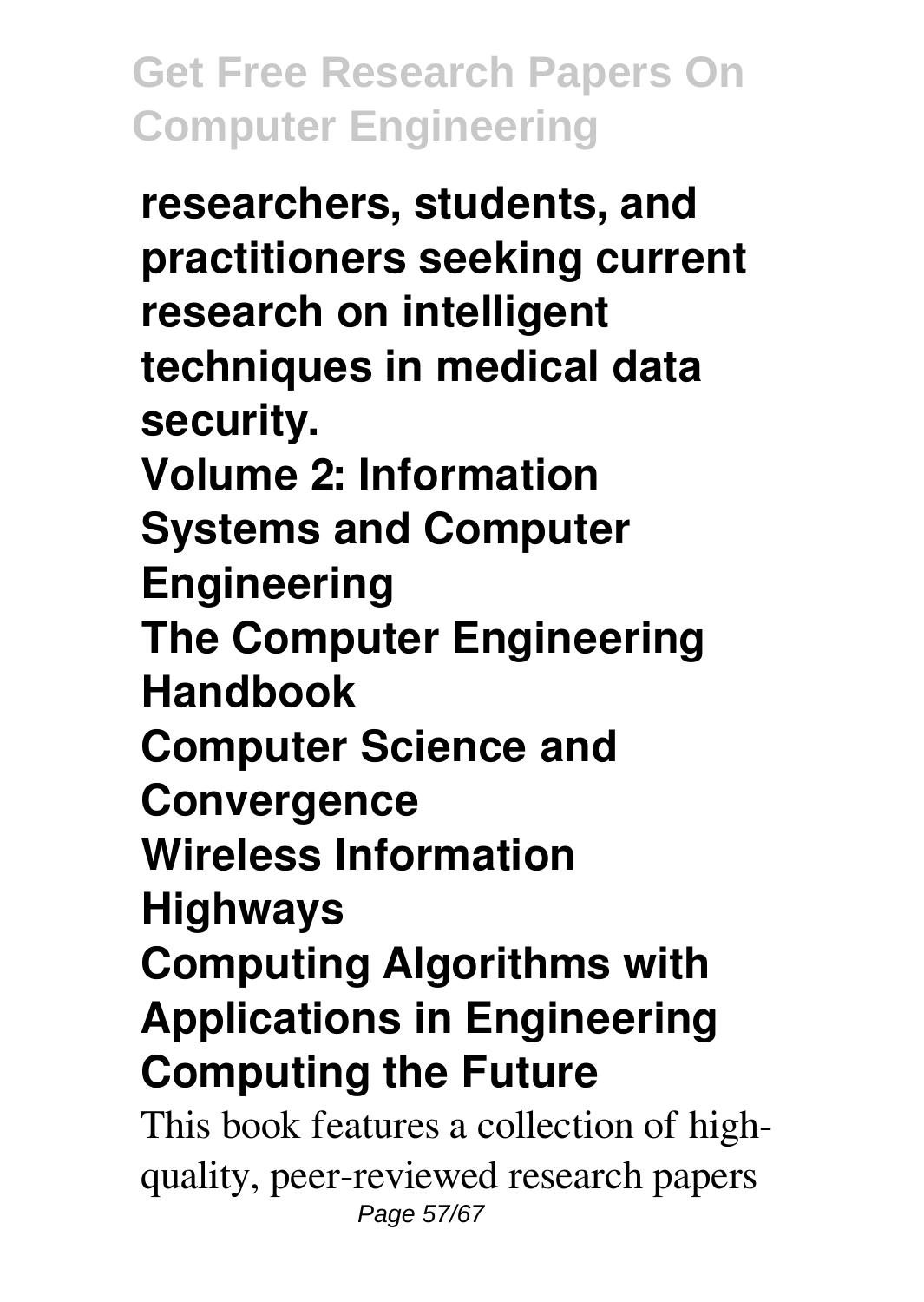**researchers, students, and practitioners seeking current research on intelligent techniques in medical data security.**

**Volume 2: Information Systems and Computer Engineering**

**The Computer Engineering Handbook**

**Computer Science and Convergence**

**Wireless Information Highways**

**Computing Algorithms with Applications in Engineering**

**Computing the Future**

This book features a collection of high-quality, peer-reviewed research papers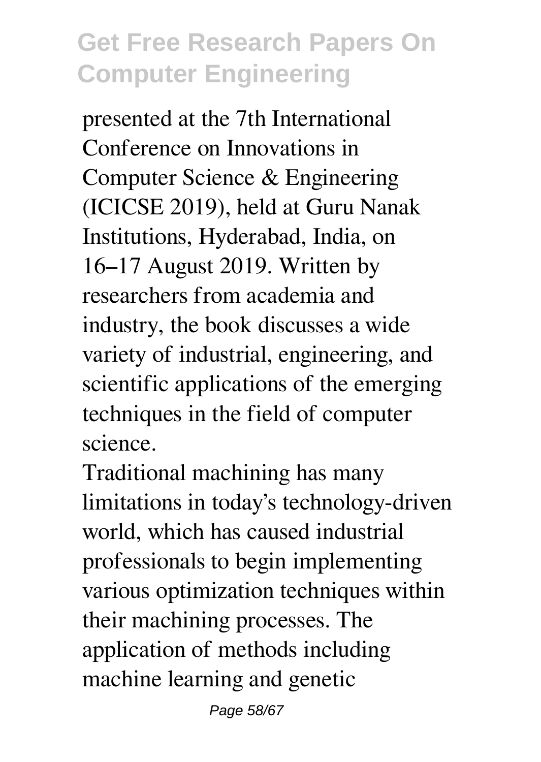presented at the 7th International Conference on Innovations in Computer Science & Engineering (ICICSE 2019), held at Guru Nanak Institutions, Hyderabad, India, on 16–17 August 2019. Written by researchers from academia and industry, the book discusses a wide variety of industrial, engineering, and scientific applications of the emerging techniques in the field of computer science.

Traditional machining has many limitations in today's technology-driven world, which has caused industrial professionals to begin implementing various optimization techniques within their machining processes. The application of methods including machine learning and genetic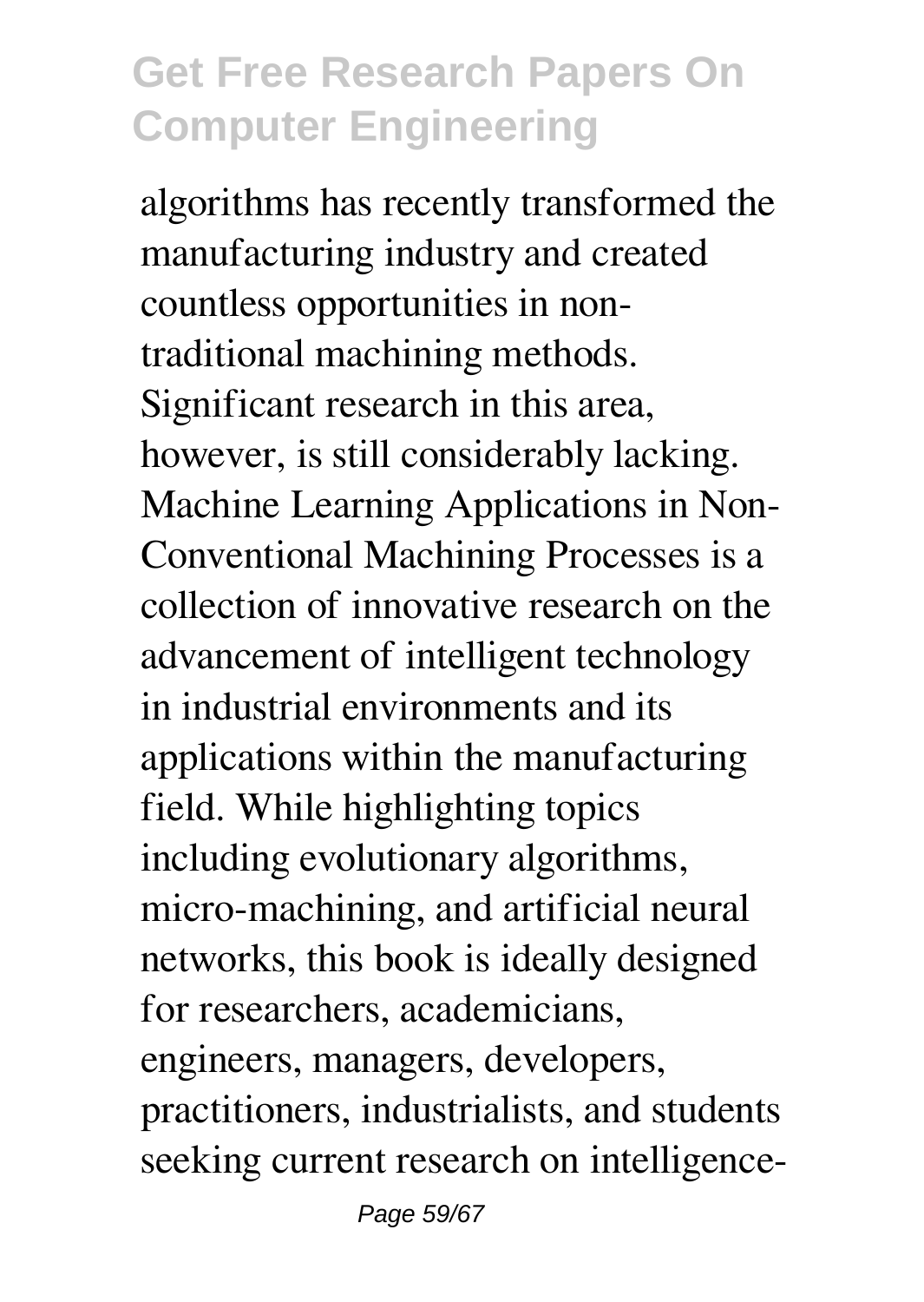algorithms has recently transformed the manufacturing industry and created countless opportunities in non-traditional machining methods. Significant research in this area, however, is still considerably lacking. Machine Learning Applications in Non-Conventional Machining Processes is a collection of innovative research on the advancement of intelligent technology in industrial environments and its applications within the manufacturing field. While highlighting topics including evolutionary algorithms, micro-machining, and artificial neural networks, this book is ideally designed for researchers, academicians, engineers, managers, developers, practitioners, industrialists, and students seeking current research on intelligence-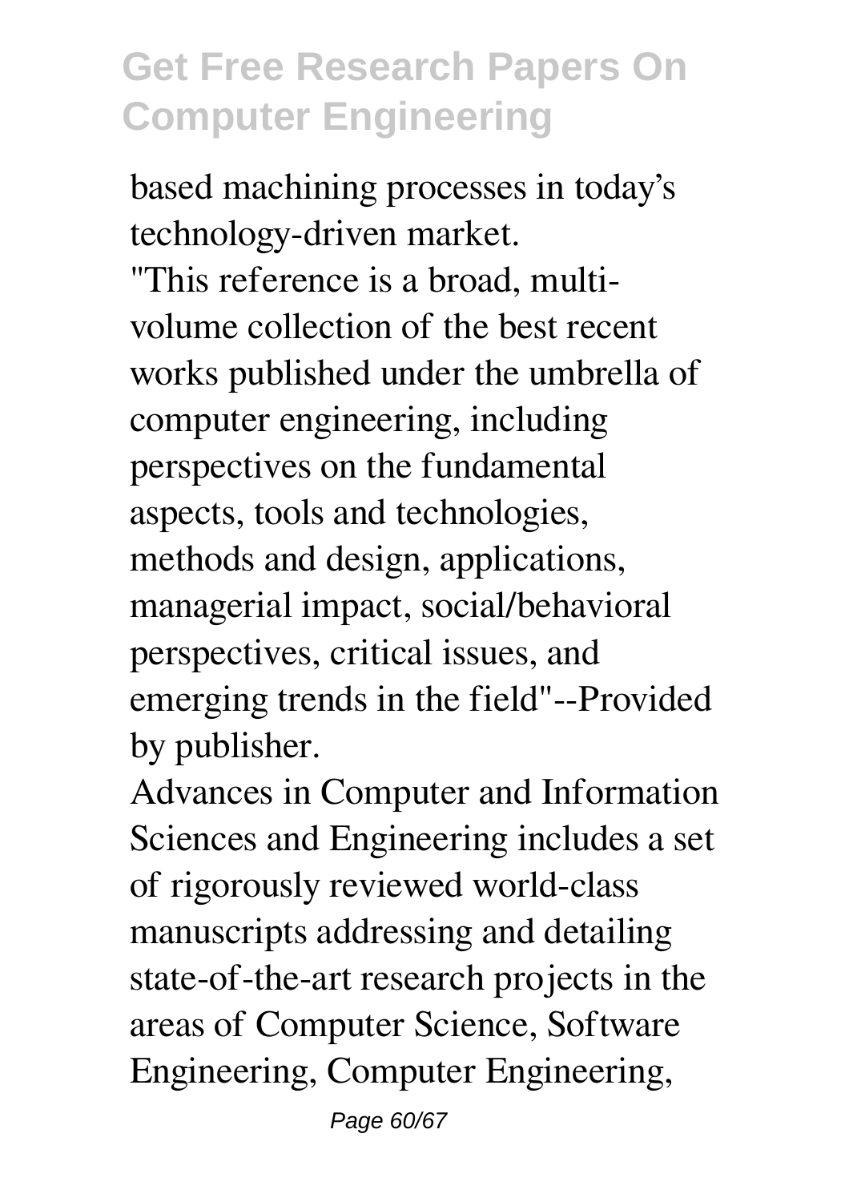based machining processes in today's technology-driven market.

"This reference is a broad, multi-volume collection of the best recent works published under the umbrella of computer engineering, including perspectives on the fundamental aspects, tools and technologies, methods and design, applications, managerial impact, social/behavioral perspectives, critical issues, and emerging trends in the field"--Provided by publisher.

Advances in Computer and Information Sciences and Engineering includes a set of rigorously reviewed world-class manuscripts addressing and detailing state-of-the-art research projects in the areas of Computer Science, Software Engineering, Computer Engineering,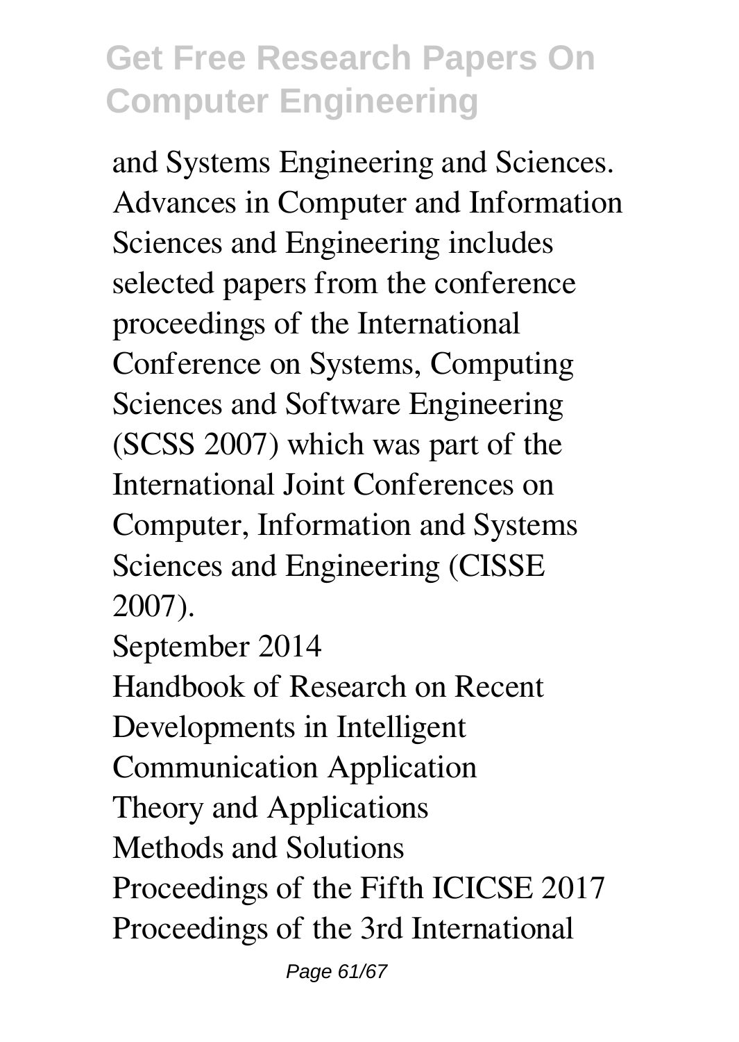and Systems Engineering and Sciences. Advances in Computer and Information Sciences and Engineering includes selected papers from the conference proceedings of the International Conference on Systems, Computing Sciences and Software Engineering (SCSS 2007) which was part of the International Joint Conferences on Computer, Information and Systems Sciences and Engineering (CISSE 2007).

September 2014

Handbook of Research on Recent Developments in Intelligent Communication Application

Theory and Applications

Methods and Solutions

Proceedings of the Fifth ICICSE 2017

Proceedings of the 3rd International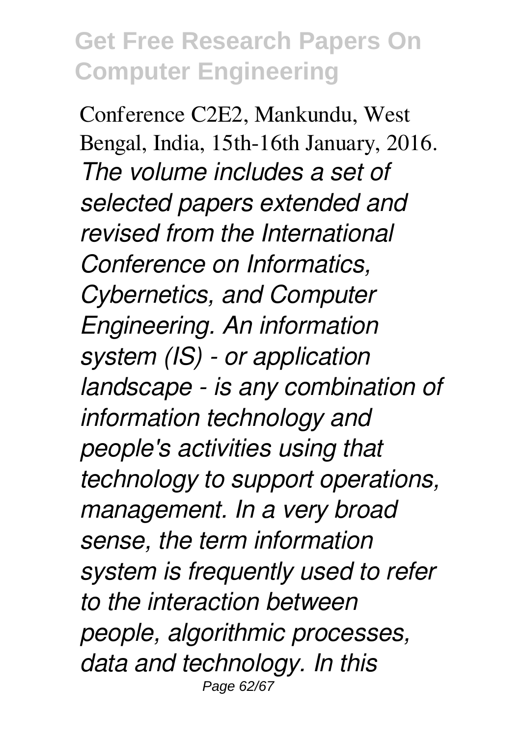Conference C2E2, Mankundu, West Bengal, India, 15th-16th January, 2016.

*The volume includes a set of selected papers extended and revised from the International Conference on Informatics, Cybernetics, and Computer Engineering. An information system (IS) - or application landscape - is any combination of information technology and people's activities using that technology to support operations, management. In a very broad sense, the term information system is frequently used to refer to the interaction between people, algorithmic processes, data and technology. In this*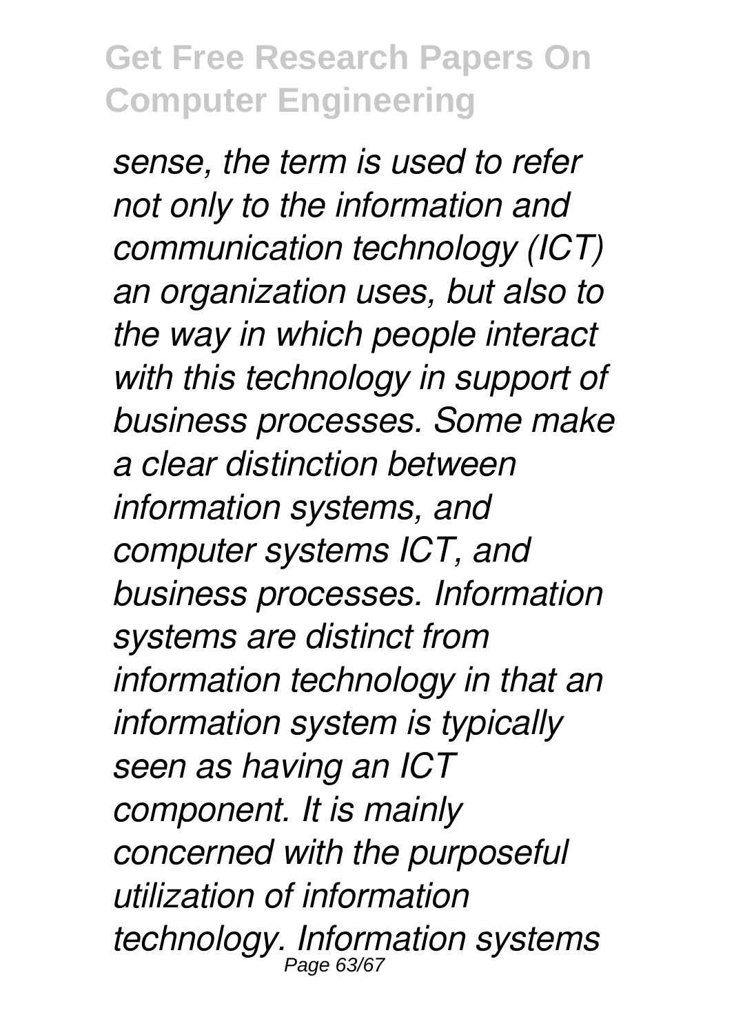*sense, the term is used to refer not only to the information and communication technology (ICT) an organization uses, but also to the way in which people interact with this technology in support of business processes. Some make a clear distinction between information systems, and computer systems ICT, and business processes. Information systems are distinct from information technology in that an information system is typically seen as having an ICT component. It is mainly concerned with the purposeful utilization of information technology. Information systems*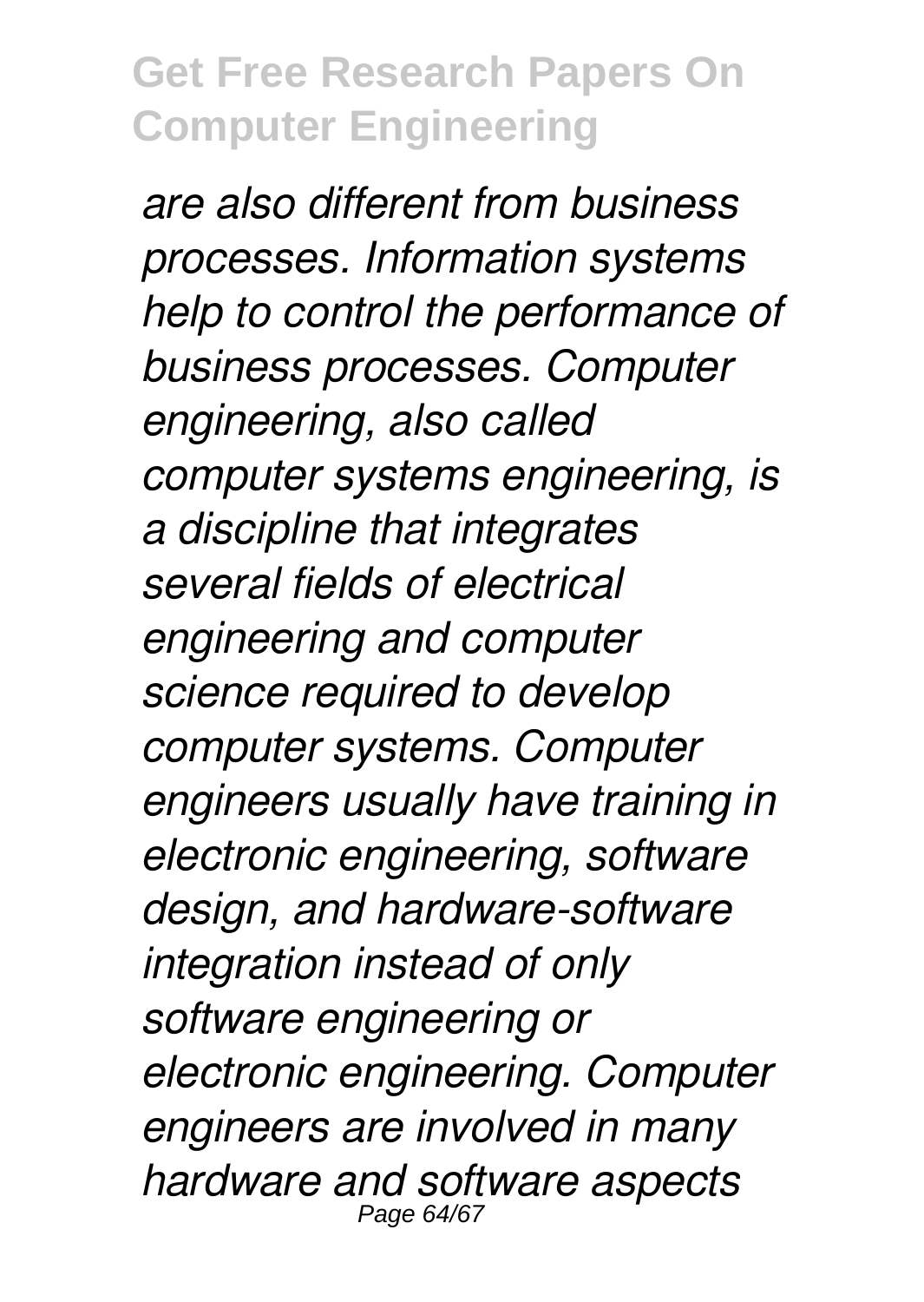*are also different from business processes. Information systems help to control the performance of business processes. Computer engineering, also called computer systems engineering, is a discipline that integrates several fields of electrical engineering and computer science required to develop computer systems. Computer engineers usually have training in electronic engineering, software design, and hardware-software integration instead of only software engineering or electronic engineering. Computer engineers are involved in many hardware and software aspects*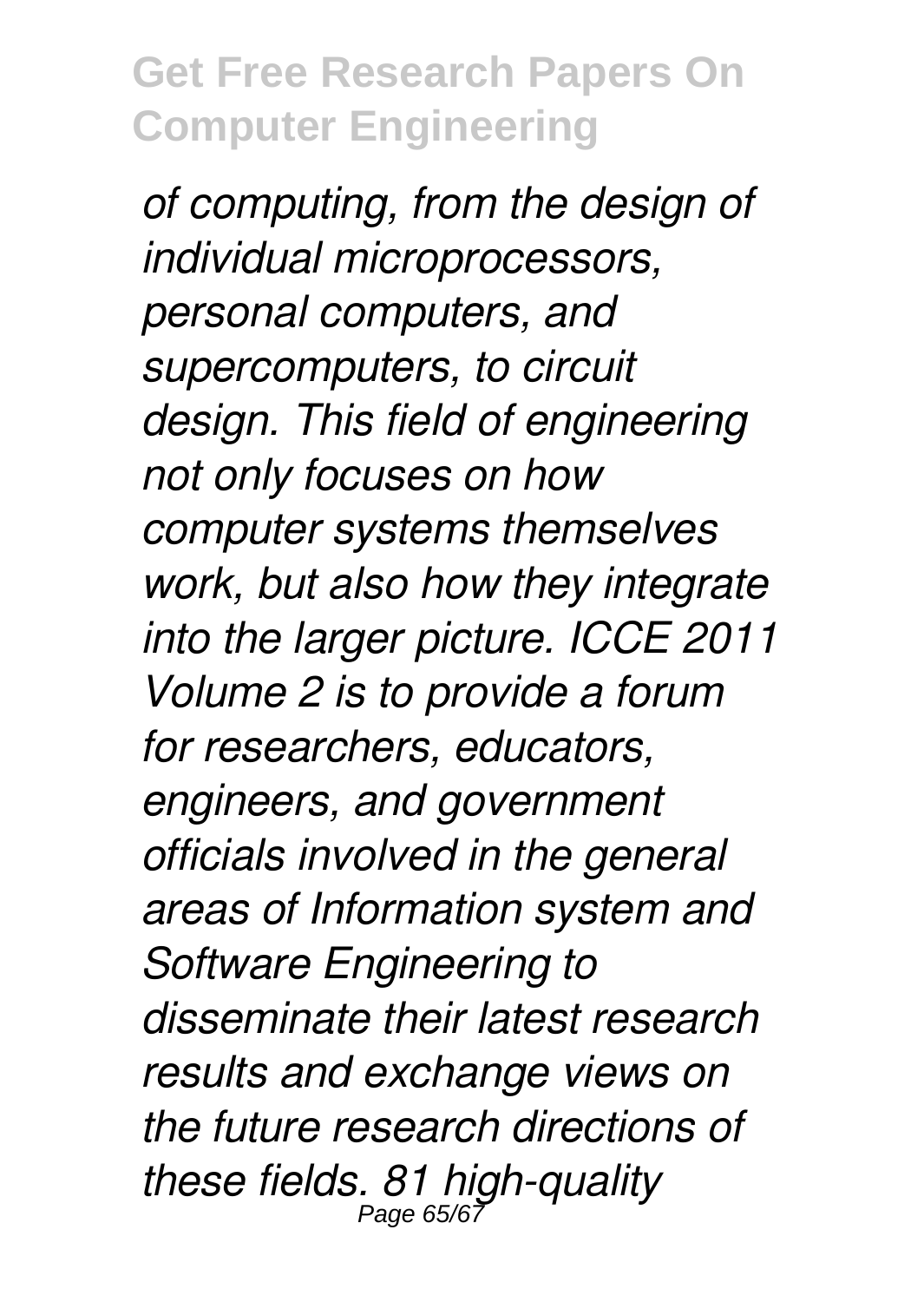*of computing, from the design of individual microprocessors, personal computers, and supercomputers, to circuit design. This field of engineering not only focuses on how computer systems themselves work, but also how they integrate into the larger picture. ICCE 2011 Volume 2 is to provide a forum for researchers, educators, engineers, and government officials involved in the general areas of Information system and Software Engineering to disseminate their latest research results and exchange views on the future research directions of these fields. 81 high-quality*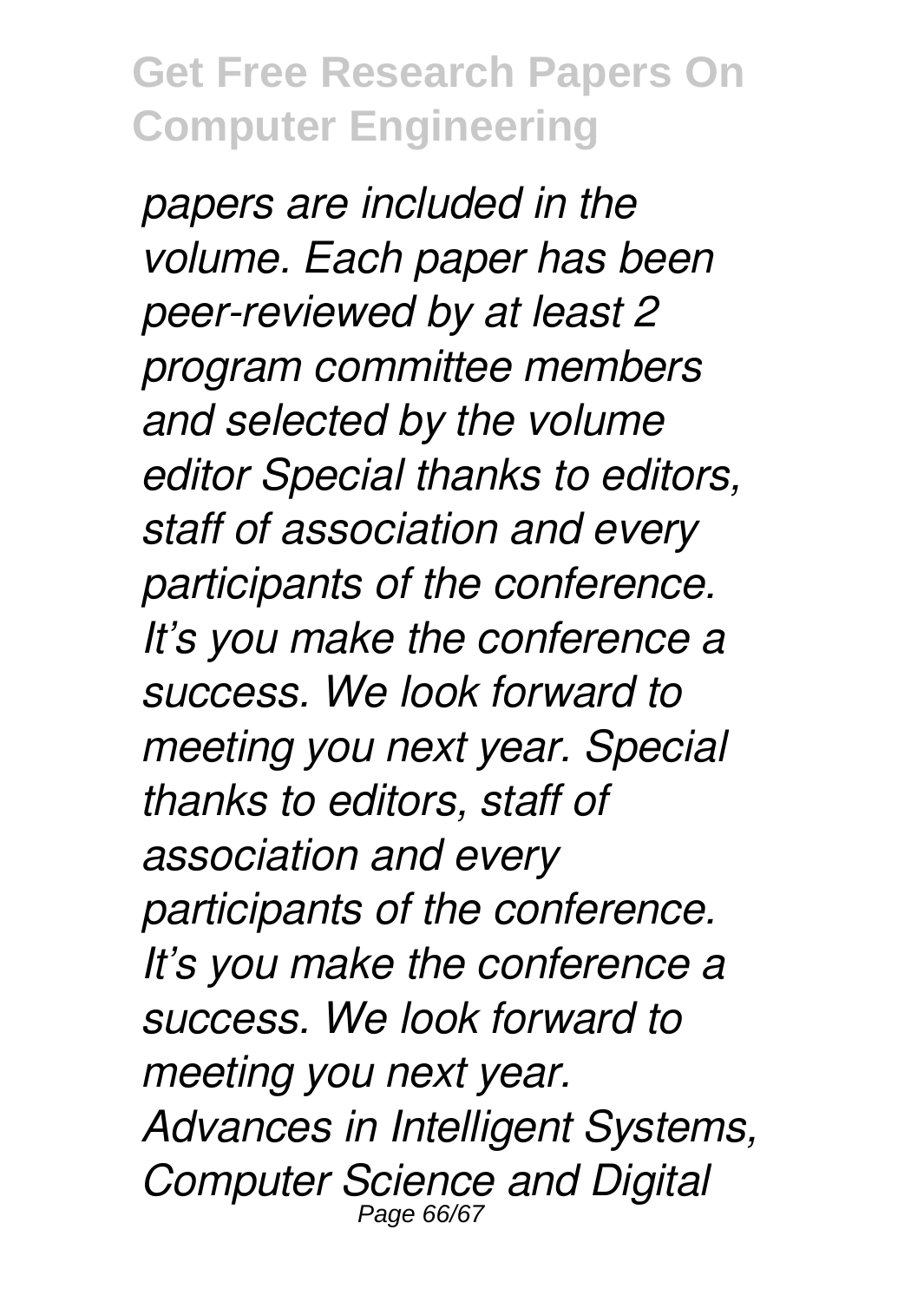*papers are included in the volume. Each paper has been peer-reviewed by at least 2 program committee members and selected by the volume editor Special thanks to editors, staff of association and every participants of the conference. It's you make the conference a success. We look forward to meeting you next year. Special thanks to editors, staff of association and every participants of the conference. It's you make the conference a success. We look forward to meeting you next year.*

*Advances in Intelligent Systems, Computer Science and Digital*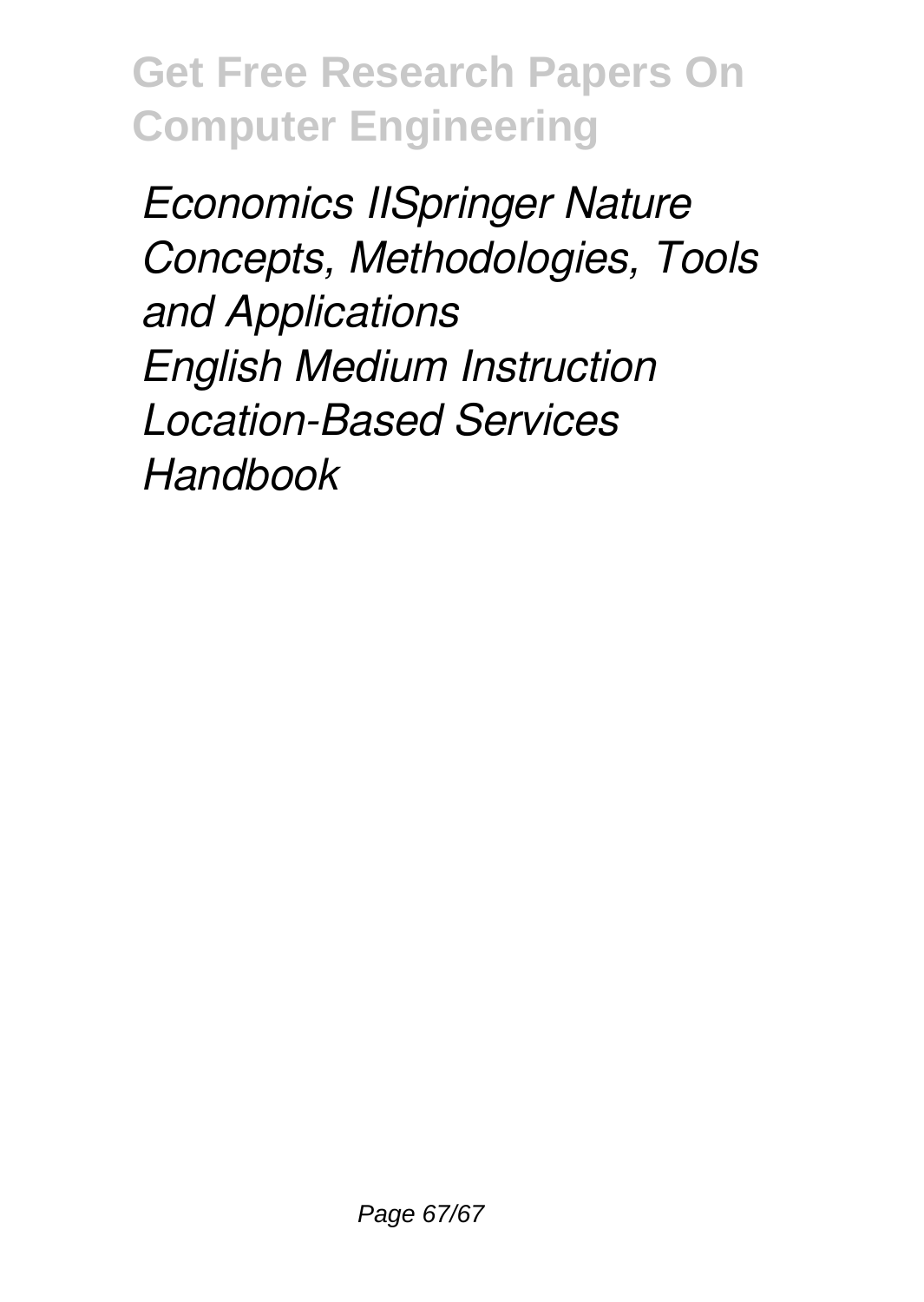*Economics IISpringer Nature*
*Concepts, Methodologies, Tools and Applications*
*English Medium Instruction*
*Location-Based Services Handbook*